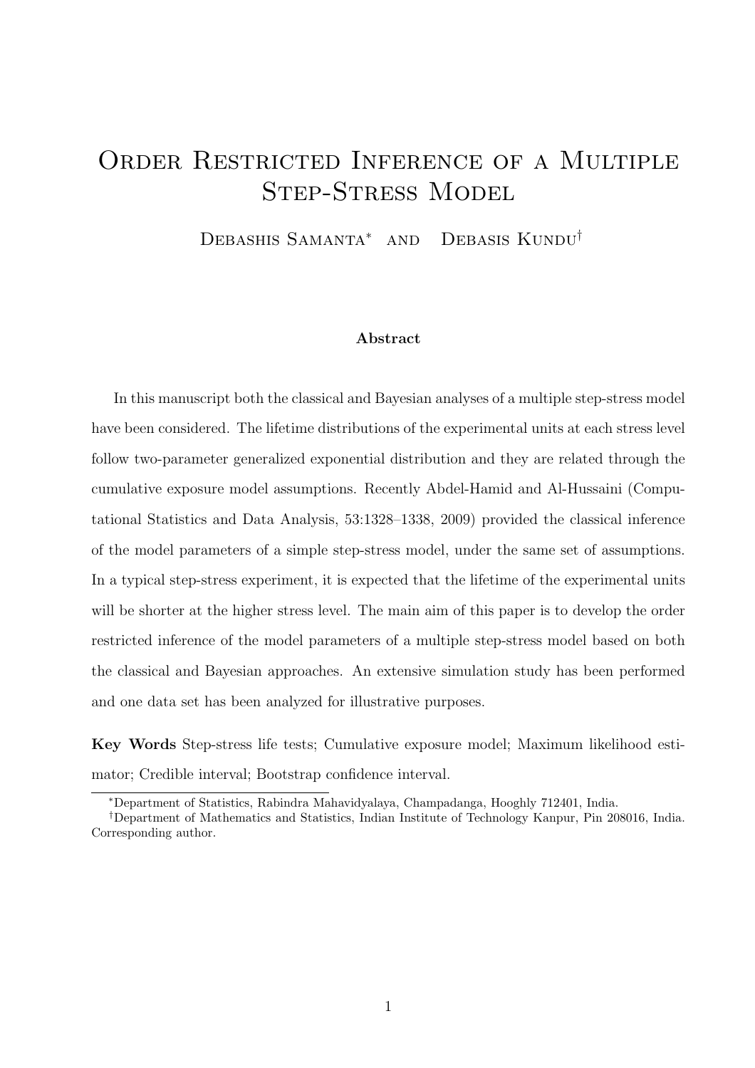# Order Restricted Inference of a Multiple Step-Stress Model

Debashis Samanta* and Debasis Kundu†

### Abstract

In this manuscript both the classical and Bayesian analyses of a multiple step-stress model have been considered. The lifetime distributions of the experimental units at each stress level follow two-parameter generalized exponential distribution and they are related through the cumulative exposure model assumptions. Recently Abdel-Hamid and Al-Hussaini (Computational Statistics and Data Analysis, 53:1328–1338, 2009) provided the classical inference of the model parameters of a simple step-stress model, under the same set of assumptions. In a typical step-stress experiment, it is expected that the lifetime of the experimental units will be shorter at the higher stress level. The main aim of this paper is to develop the order restricted inference of the model parameters of a multiple step-stress model based on both the classical and Bayesian approaches. An extensive simulation study has been performed and one data set has been analyzed for illustrative purposes.

**Key Words** Step-stress life tests; Cumulative exposure model; Maximum likelihood estimator; Credible interval; Bootstrap confidence interval.

---

*Department of Statistics, Rabindra Mahavidyalaya, Champadanga, Hooghly 712401, India.

†Department of Mathematics and Statistics, Indian Institute of Technology Kanpur, Pin 208016, India. Corresponding author.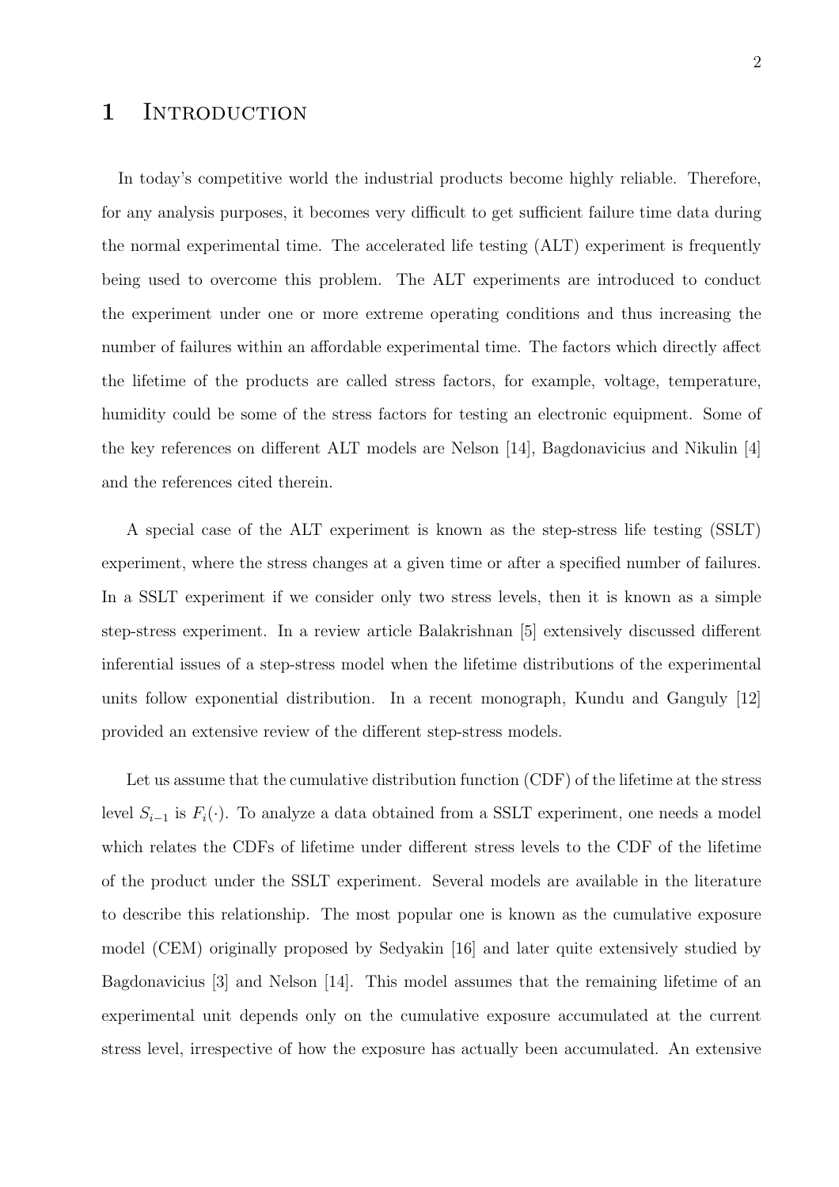# 1 Introduction

In today's competitive world the industrial products become highly reliable. Therefore, for any analysis purposes, it becomes very difficult to get sufficient failure time data during the normal experimental time. The accelerated life testing (ALT) experiment is frequently being used to overcome this problem. The ALT experiments are introduced to conduct the experiment under one or more extreme operating conditions and thus increasing the number of failures within an affordable experimental time. The factors which directly affect the lifetime of the products are called stress factors, for example, voltage, temperature, humidity could be some of the stress factors for testing an electronic equipment. Some of the key references on different ALT models are Nelson [14], Bagdonavicius and Nikulin [4] and the references cited therein.

A special case of the ALT experiment is known as the step-stress life testing (SSLT) experiment, where the stress changes at a given time or after a specified number of failures. In a SSLT experiment if we consider only two stress levels, then it is known as a simple step-stress experiment. In a review article Balakrishnan [5] extensively discussed different inferential issues of a step-stress model when the lifetime distributions of the experimental units follow exponential distribution. In a recent monograph, Kundu and Ganguly [12] provided an extensive review of the different step-stress models.

Let us assume that the cumulative distribution function (CDF) of the lifetime at the stress level $S_{i-1}$ is $F_i(\cdot)$. To analyze a data obtained from a SSLT experiment, one needs a model which relates the CDFs of lifetime under different stress levels to the CDF of the lifetime of the product under the SSLT experiment. Several models are available in the literature to describe this relationship. The most popular one is known as the cumulative exposure model (CEM) originally proposed by Sedyakin [16] and later quite extensively studied by Bagdonavicius [3] and Nelson [14]. This model assumes that the remaining lifetime of an experimental unit depends only on the cumulative exposure accumulated at the current stress level, irrespective of how the exposure has actually been accumulated. An extensive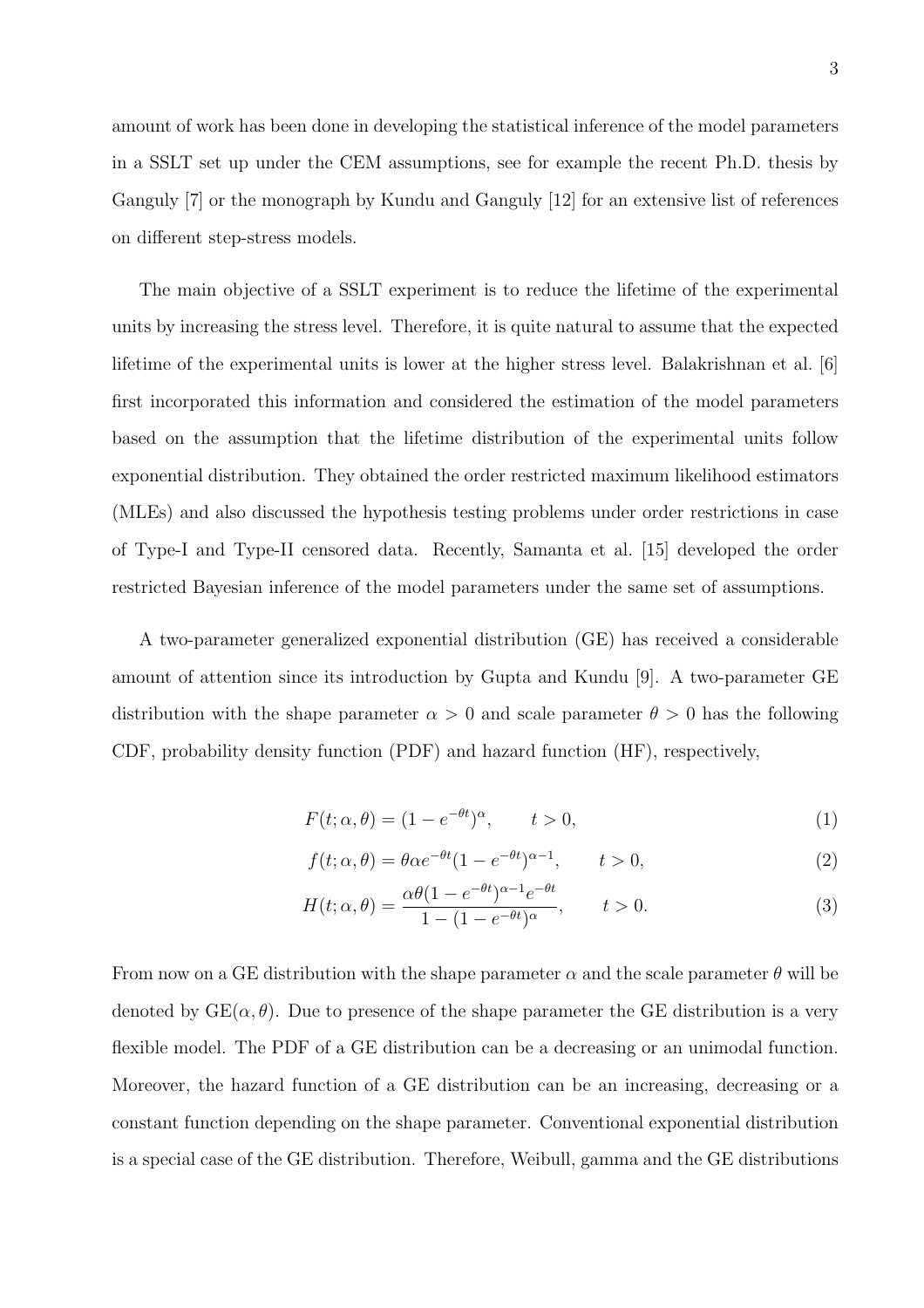amount of work has been done in developing the statistical inference of the model parameters in a SSLT set up under the CEM assumptions, see for example the recent Ph.D. thesis by Ganguly [7] or the monograph by Kundu and Ganguly [12] for an extensive list of references on different step-stress models.

The main objective of a SSLT experiment is to reduce the lifetime of the experimental units by increasing the stress level. Therefore, it is quite natural to assume that the expected lifetime of the experimental units is lower at the higher stress level. Balakrishnan et al. [6] first incorporated this information and considered the estimation of the model parameters based on the assumption that the lifetime distribution of the experimental units follow exponential distribution. They obtained the order restricted maximum likelihood estimators (MLEs) and also discussed the hypothesis testing problems under order restrictions in case of Type-I and Type-II censored data. Recently, Samanta et al. [15] developed the order restricted Bayesian inference of the model parameters under the same set of assumptions.

A two-parameter generalized exponential distribution (GE) has received a considerable amount of attention since its introduction by Gupta and Kundu [9]. A two-parameter GE distribution with the shape parameter $\alpha > 0$ and scale parameter $\theta > 0$ has the following CDF, probability density function (PDF) and hazard function (HF), respectively,

$$F(t; \alpha, \theta) = (1 - e^{-\theta t})^{\alpha}, \qquad t > 0, \tag{1}$$

$$f(t; \alpha, \theta) = \theta \alpha e^{-\theta t}(1 - e^{-\theta t})^{\alpha - 1}, \qquad t > 0, \tag{2}$$

$$H(t; \alpha, \theta) = \frac{\alpha \theta (1 - e^{-\theta t})^{\alpha - 1} e^{-\theta t}}{1 - (1 - e^{-\theta t})^{\alpha}}, \qquad t > 0. \tag{3}$$

From now on a GE distribution with the shape parameter $\alpha$ and the scale parameter $\theta$ will be denoted by GE$(\alpha, \theta)$. Due to presence of the shape parameter the GE distribution is a very flexible model. The PDF of a GE distribution can be a decreasing or an unimodal function. Moreover, the hazard function of a GE distribution can be an increasing, decreasing or a constant function depending on the shape parameter. Conventional exponential distribution is a special case of the GE distribution. Therefore, Weibull, gamma and the GE distributions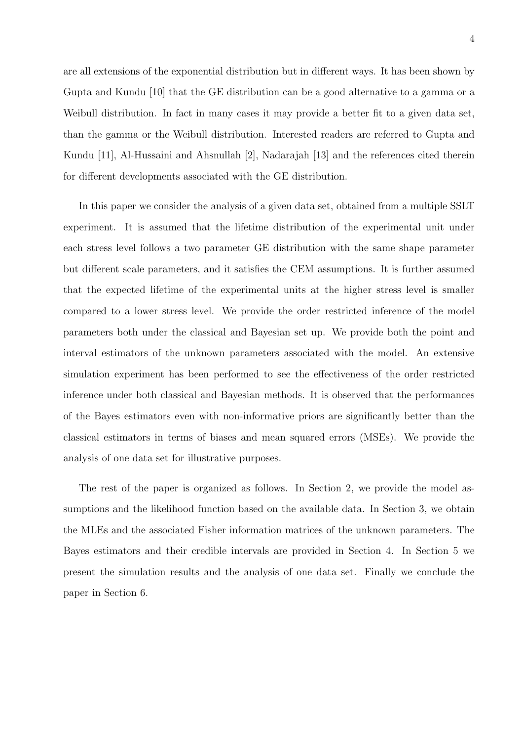are all extensions of the exponential distribution but in different ways. It has been shown by Gupta and Kundu [10] that the GE distribution can be a good alternative to a gamma or a Weibull distribution. In fact in many cases it may provide a better fit to a given data set, than the gamma or the Weibull distribution. Interested readers are referred to Gupta and Kundu [11], Al-Hussaini and Ahsnullah [2], Nadarajah [13] and the references cited therein for different developments associated with the GE distribution.

In this paper we consider the analysis of a given data set, obtained from a multiple SSLT experiment. It is assumed that the lifetime distribution of the experimental unit under each stress level follows a two parameter GE distribution with the same shape parameter but different scale parameters, and it satisfies the CEM assumptions. It is further assumed that the expected lifetime of the experimental units at the higher stress level is smaller compared to a lower stress level. We provide the order restricted inference of the model parameters both under the classical and Bayesian set up. We provide both the point and interval estimators of the unknown parameters associated with the model. An extensive simulation experiment has been performed to see the effectiveness of the order restricted inference under both classical and Bayesian methods. It is observed that the performances of the Bayes estimators even with non-informative priors are significantly better than the classical estimators in terms of biases and mean squared errors (MSEs). We provide the analysis of one data set for illustrative purposes.

The rest of the paper is organized as follows. In Section 2, we provide the model assumptions and the likelihood function based on the available data. In Section 3, we obtain the MLEs and the associated Fisher information matrices of the unknown parameters. The Bayes estimators and their credible intervals are provided in Section 4. In Section 5 we present the simulation results and the analysis of one data set. Finally we conclude the paper in Section 6.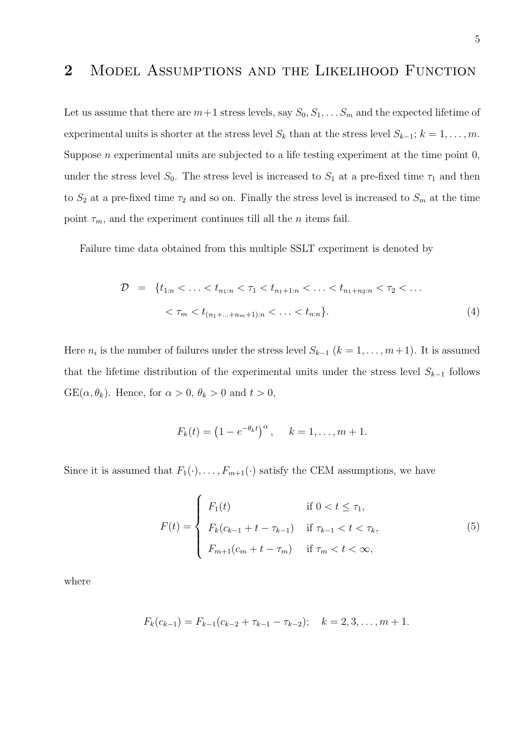## 2 Model Assumptions and the Likelihood Function

Let us assume that there are $m+1$ stress levels, say $S_0, S_1, \ldots S_m$ and the expected lifetime of experimental units is shorter at the stress level $S_k$ than at the stress level $S_{k-1}$; $k = 1, \ldots, m$. Suppose $n$ experimental units are subjected to a life testing experiment at the time point 0, under the stress level $S_0$. The stress level is increased to $S_1$ at a pre-fixed time $\tau_1$ and then to $S_2$ at a pre-fixed time $\tau_2$ and so on. Finally the stress level is increased to $S_m$ at the time point $\tau_m$, and the experiment continues till all the $n$ items fail.

Failure time data obtained from this multiple SSLT experiment is denoted by

$$
\begin{aligned}
\mathcal{D} &= \{t_{1:n} < \ldots < t_{n_1:n} < \tau_1 < t_{n_1+1:n} < \ldots < t_{n_1+n_2:n} < \tau_2 < \ldots \\
&\quad < \tau_m < t_{(n_1+\ldots+n_m+1):n} < \ldots < t_{n:n}\}.
\end{aligned} \tag{4}
$$

Here $n_i$ is the number of failures under the stress level $S_{k-1}$ ($k = 1, \ldots, m+1$). It is assumed that the lifetime distribution of the experimental units under the stress level $S_{k-1}$ follows GE$(\alpha, \theta_k)$. Hence, for $\alpha > 0$, $\theta_k > 0$ and $t > 0$,

$$
F_k(t) = \left(1 - e^{-\theta_k t}\right)^{\alpha}, \quad k = 1, \ldots, m+1.
$$

Since it is assumed that $F_1(\cdot), \ldots, F_{m+1}(\cdot)$ satisfy the CEM assumptions, we have

$$
F(t) = \begin{cases} F_1(t) & \text{if } 0 < t \leq \tau_1, \\ F_k(c_{k-1} + t - \tau_{k-1}) & \text{if } \tau_{k-1} < t < \tau_k, \\ F_{m+1}(c_m + t - \tau_m) & \text{if } \tau_m < t < \infty, \end{cases} \tag{5}
$$

where

$$
F_k(c_{k-1}) = F_{k-1}(c_{k-2} + \tau_{k-1} - \tau_{k-2}); \quad k = 2, 3, \ldots, m+1.
$$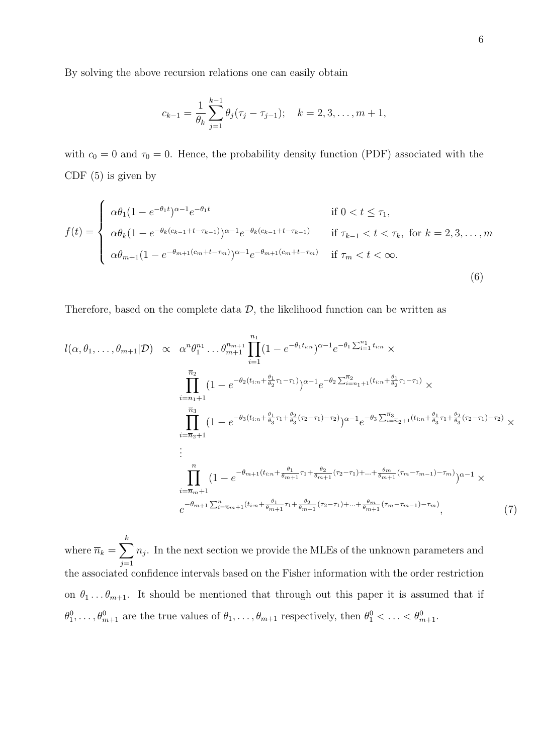By solving the above recursion relations one can easily obtain

$$c_{k-1} = \frac{1}{\theta_k} \sum_{j=1}^{k-1} \theta_j (\tau_j - \tau_{j-1}); \quad k = 2, 3, \ldots, m+1,$$

with $c_0 = 0$ and $\tau_0 = 0$. Hence, the probability density function (PDF) associated with the CDF (5) is given by

$$f(t) = \begin{cases} \alpha\theta_1 (1 - e^{-\theta_1 t})^{\alpha - 1} e^{-\theta_1 t} & \text{if } 0 < t \le \tau_1, \\ \alpha\theta_k (1 - e^{-\theta_k (c_{k-1} + t - \tau_{k-1})})^{\alpha - 1} e^{-\theta_k (c_{k-1} + t - \tau_{k-1})} & \text{if } \tau_{k-1} < t < \tau_k, \text{ for } k = 2, 3, \ldots, m \\ \alpha\theta_{m+1} (1 - e^{-\theta_{m+1} (c_m + t - \tau_m)})^{\alpha - 1} e^{-\theta_{m+1} (c_m + t - \tau_m)} & \text{if } \tau_m < t < \infty. \end{cases} \tag{6}$$

Therefore, based on the complete data $\mathcal{D}$, the likelihood function can be written as

$$\begin{aligned} l(\alpha, \theta_1, \ldots, \theta_{m+1} | \mathcal{D}) \;\; \propto \;\; & \alpha^n \theta_1^{n_1} \ldots \theta_{m+1}^{n_{m+1}} \prod_{i=1}^{n_1} (1 - e^{-\theta_1 t_{i:n}})^{\alpha - 1} e^{-\theta_1 \sum_{i=1}^{n_1} t_{i:n}} \times \\ & \prod_{i=n_1+1}^{\overline{n}_2} (1 - e^{-\theta_2 (t_{i:n} + \frac{\theta_1}{\theta_2} \tau_1 - \tau_1)})^{\alpha - 1} e^{-\theta_2 \sum_{i=n_1+1}^{\overline{n}_2} (t_{i:n} + \frac{\theta_1}{\theta_2} \tau_1 - \tau_1)} \times \\ & \prod_{i=\overline{n}_2+1}^{\overline{n}_3} (1 - e^{-\theta_3 (t_{i:n} + \frac{\theta_1}{\theta_3} \tau_1 + \frac{\theta_2}{\theta_3} (\tau_2 - \tau_1) - \tau_2)})^{\alpha - 1} e^{-\theta_3 \sum_{i=\overline{n}_2+1}^{\overline{n}_3} (t_{i:n} + \frac{\theta_1}{\theta_3} \tau_1 + \frac{\theta_2}{\theta_3} (\tau_2 - \tau_1) - \tau_2)} \times \\ & \vdots \\ & \prod_{i=\overline{n}_m+1}^{n} (1 - e^{-\theta_{m+1} (t_{i:n} + \frac{\theta_1}{\theta_{m+1}} \tau_1 + \frac{\theta_2}{\theta_{m+1}} (\tau_2 - \tau_1) + \ldots + \frac{\theta_m}{\theta_{m+1}} (\tau_m - \tau_{m-1}) - \tau_m)})^{\alpha - 1} \times \\ & e^{-\theta_{m+1} \sum_{i=\overline{n}_m+1}^{n} (t_{i:n} + \frac{\theta_1}{\theta_{m+1}} \tau_1 + \frac{\theta_2}{\theta_{m+1}} (\tau_2 - \tau_1) + \ldots + \frac{\theta_m}{\theta_{m+1}} (\tau_m - \tau_{m-1}) - \tau_m)}, \end{aligned} \tag{7}$$

where $\overline{n}_k = \sum_{j=1}^{k} n_j$. In the next section we provide the MLEs of the unknown parameters and the associated confidence intervals based on the Fisher information with the order restriction on $\theta_1 \ldots \theta_{m+1}$. It should be mentioned that through out this paper it is assumed that if $\theta_1^0, \ldots, \theta_{m+1}^0$ are the true values of $\theta_1, \ldots, \theta_{m+1}$ respectively, then $\theta_1^0 < \ldots < \theta_{m+1}^0$.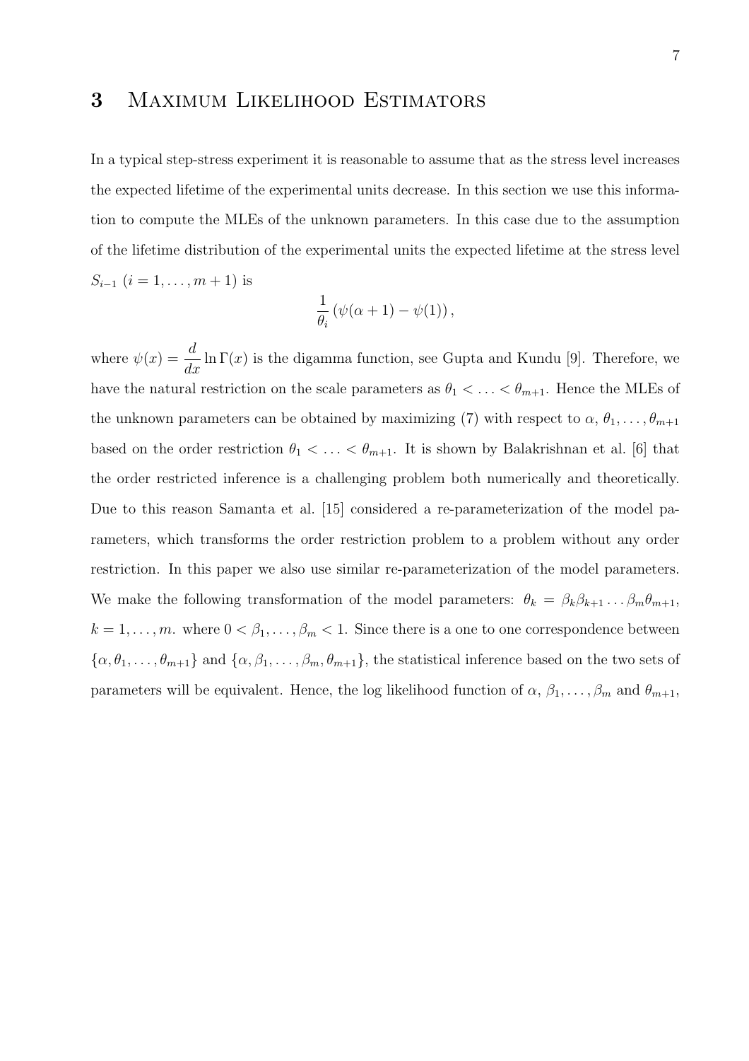# 3 Maximum Likelihood Estimators

In a typical step-stress experiment it is reasonable to assume that as the stress level increases the expected lifetime of the experimental units decrease. In this section we use this information to compute the MLEs of the unknown parameters. In this case due to the assumption of the lifetime distribution of the experimental units the expected lifetime at the stress level $S_{i-1}$ $(i = 1, \ldots, m+1)$ is

$$\frac{1}{\theta_i}\left(\psi(\alpha+1) - \psi(1)\right),$$

where $\psi(x) = \dfrac{d}{dx} \ln \Gamma(x)$ is the digamma function, see Gupta and Kundu [9]. Therefore, we have the natural restriction on the scale parameters as $\theta_1 < \ldots < \theta_{m+1}$. Hence the MLEs of the unknown parameters can be obtained by maximizing (7) with respect to $\alpha$, $\theta_1, \ldots, \theta_{m+1}$ based on the order restriction $\theta_1 < \ldots < \theta_{m+1}$. It is shown by Balakrishnan et al. [6] that the order restricted inference is a challenging problem both numerically and theoretically. Due to this reason Samanta et al. [15] considered a re-parameterization of the model parameters, which transforms the order restriction problem to a problem without any order restriction. In this paper we also use similar re-parameterization of the model parameters. We make the following transformation of the model parameters: $\theta_k = \beta_k \beta_{k+1} \ldots \beta_m \theta_{m+1}$, $k = 1, \ldots, m$. where $0 < \beta_1, \ldots, \beta_m < 1$. Since there is a one to one correspondence between $\{\alpha, \theta_1, \ldots, \theta_{m+1}\}$ and $\{\alpha, \beta_1, \ldots, \beta_m, \theta_{m+1}\}$, the statistical inference based on the two sets of parameters will be equivalent. Hence, the log likelihood function of $\alpha$, $\beta_1, \ldots, \beta_m$ and $\theta_{m+1}$,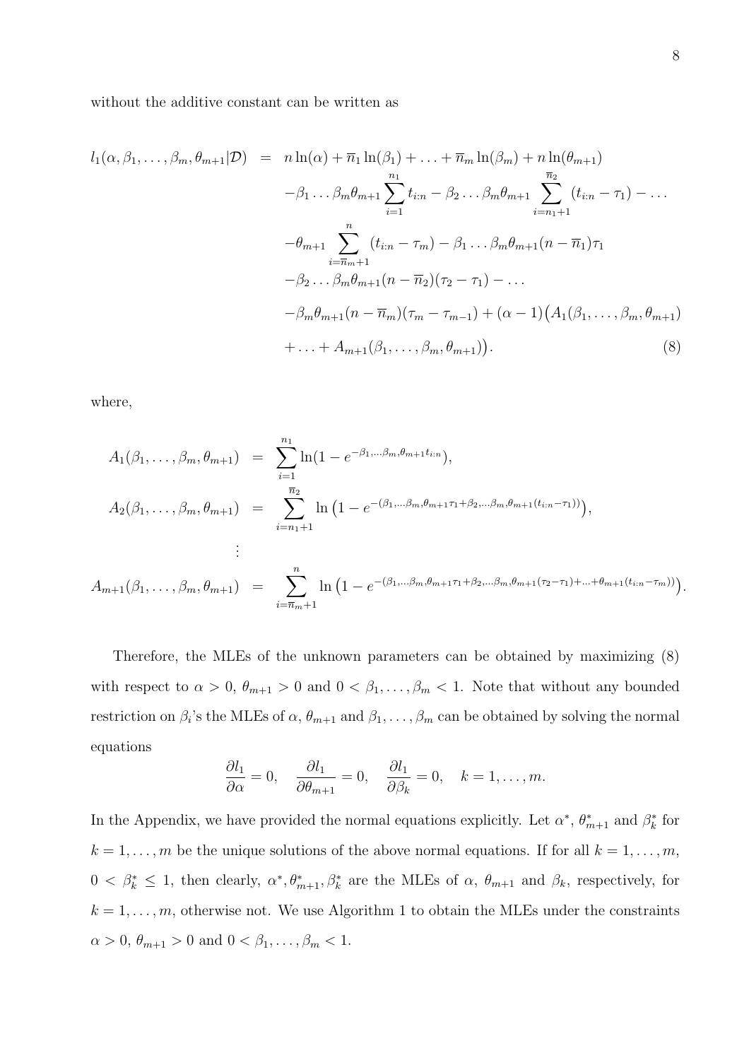without the additive constant can be written as

$$
\begin{aligned}
l_1(\alpha, \beta_1, \ldots, \beta_m, \theta_{m+1}|\mathcal{D}) \;=\; & n\ln(\alpha) + \overline{n}_1 \ln(\beta_1) + \ldots + \overline{n}_m \ln(\beta_m) + n\ln(\theta_{m+1}) \\
& -\beta_1 \ldots \beta_m \theta_{m+1} \sum_{i=1}^{n_1} t_{i:n} - \beta_2 \ldots \beta_m \theta_{m+1} \sum_{i=n_1+1}^{\overline{n}_2} (t_{i:n} - \tau_1) - \ldots \\
& -\theta_{m+1} \sum_{i=\overline{n}_m+1}^{n} (t_{i:n} - \tau_m) - \beta_1 \ldots \beta_m \theta_{m+1} (n - \overline{n}_1)\tau_1 \\
& -\beta_2 \ldots \beta_m \theta_{m+1} (n - \overline{n}_2)(\tau_2 - \tau_1) - \ldots \\
& -\beta_m \theta_{m+1} (n - \overline{n}_m)(\tau_m - \tau_{m-1}) + (\alpha - 1)\big(A_1(\beta_1, \ldots, \beta_m, \theta_{m+1}) \\
& + \ldots + A_{m+1}(\beta_1, \ldots, \beta_m, \theta_{m+1})\big). \qquad (8)
\end{aligned}
$$

where,

$$
\begin{aligned}
A_1(\beta_1, \ldots, \beta_m, \theta_{m+1}) &= \sum_{i=1}^{n_1} \ln(1 - e^{-\beta_1, \ldots \beta_m, \theta_{m+1} t_{i:n}}), \\
A_2(\beta_1, \ldots, \beta_m, \theta_{m+1}) &= \sum_{i=n_1+1}^{\overline{n}_2} \ln\big(1 - e^{-(\beta_1, \ldots \beta_m, \theta_{m+1}\tau_1 + \beta_2, \ldots \beta_m, \theta_{m+1}(t_{i:n} - \tau_1))}\big), \\
&\vdots \\
A_{m+1}(\beta_1, \ldots, \beta_m, \theta_{m+1}) &= \sum_{i=\overline{n}_m+1}^{n} \ln\big(1 - e^{-(\beta_1, \ldots \beta_m, \theta_{m+1}\tau_1 + \beta_2, \ldots \beta_m, \theta_{m+1}(\tau_2 - \tau_1) + \ldots + \theta_{m+1}(t_{i:n} - \tau_m))}\big).
\end{aligned}
$$

Therefore, the MLEs of the unknown parameters can be obtained by maximizing (8) with respect to $\alpha > 0$, $\theta_{m+1} > 0$ and $0 < \beta_1, \ldots, \beta_m < 1$. Note that without any bounded restriction on $\beta_i$'s the MLEs of $\alpha$, $\theta_{m+1}$ and $\beta_1, \ldots, \beta_m$ can be obtained by solving the normal equations

$$
\frac{\partial l_1}{\partial \alpha} = 0, \quad \frac{\partial l_1}{\partial \theta_{m+1}} = 0, \quad \frac{\partial l_1}{\partial \beta_k} = 0, \quad k = 1, \ldots, m.
$$

In the Appendix, we have provided the normal equations explicitly. Let $\alpha^*$, $\theta_{m+1}^*$ and $\beta_k^*$ for $k = 1, \ldots, m$ be the unique solutions of the above normal equations. If for all $k = 1, \ldots, m$, $0 < \beta_k^* \leq 1$, then clearly, $\alpha^*, \theta_{m+1}^*, \beta_k^*$ are the MLEs of $\alpha$, $\theta_{m+1}$ and $\beta_k$, respectively, for $k = 1, \ldots, m$, otherwise not. We use Algorithm 1 to obtain the MLEs under the constraints $\alpha > 0$, $\theta_{m+1} > 0$ and $0 < \beta_1, \ldots, \beta_m < 1$.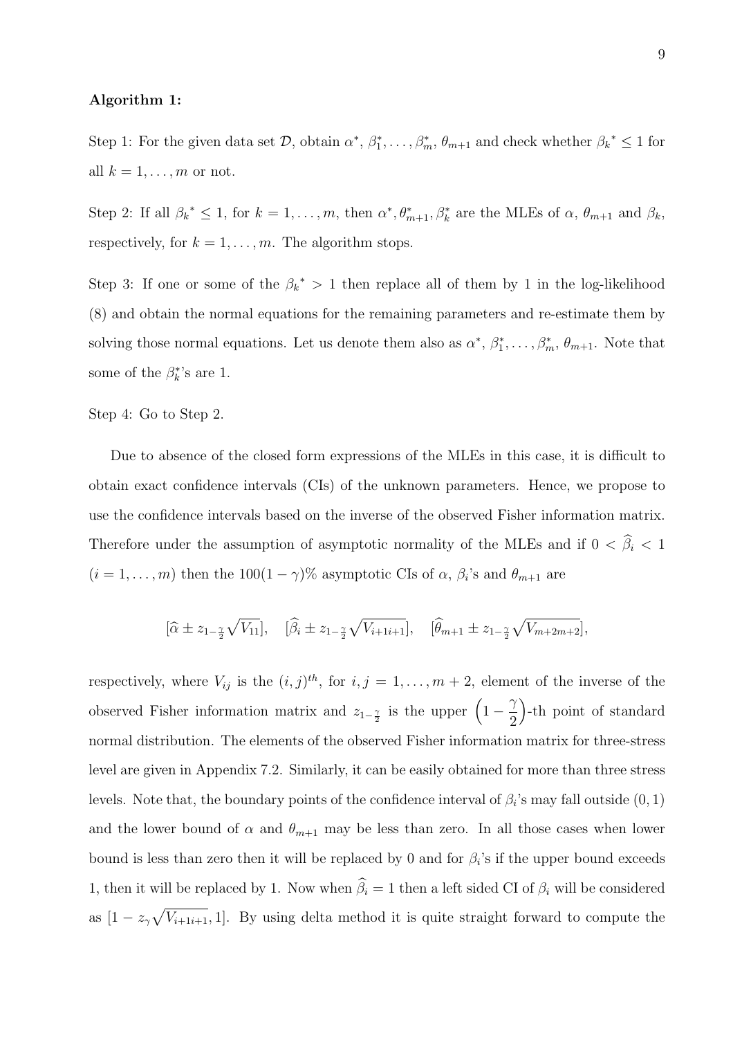**Algorithm 1:**

Step 1: For the given data set $\mathcal{D}$, obtain $\alpha^*$, $\beta_1^*, \ldots, \beta_m^*$, $\theta_{m+1}$ and check whether $\beta_k{}^* \leq 1$ for all $k = 1, \ldots, m$ or not.

Step 2: If all $\beta_k{}^* \leq 1$, for $k = 1, \ldots, m$, then $\alpha^*, \theta_{m+1}^*, \beta_k^*$ are the MLEs of $\alpha$, $\theta_{m+1}$ and $\beta_k$, respectively, for $k = 1, \ldots, m$. The algorithm stops.

Step 3: If one or some of the $\beta_k{}^* > 1$ then replace all of them by 1 in the log-likelihood (8) and obtain the normal equations for the remaining parameters and re-estimate them by solving those normal equations. Let us denote them also as $\alpha^*$, $\beta_1^*, \ldots, \beta_m^*$, $\theta_{m+1}$. Note that some of the $\beta_k^*$'s are 1.

Step 4: Go to Step 2.

Due to absence of the closed form expressions of the MLEs in this case, it is difficult to obtain exact confidence intervals (CIs) of the unknown parameters. Hence, we propose to use the confidence intervals based on the inverse of the observed Fisher information matrix. Therefore under the assumption of asymptotic normality of the MLEs and if $0 < \widehat{\beta}_i < 1$ $(i = 1, \ldots, m)$ then the $100(1-\gamma)\%$ asymptotic CIs of $\alpha$, $\beta_i$'s and $\theta_{m+1}$ are

$$[\widehat{\alpha} \pm z_{1-\frac{\gamma}{2}} \sqrt{V_{11}}], \quad [\widehat{\beta}_i \pm z_{1-\frac{\gamma}{2}} \sqrt{V_{i+1i+1}}], \quad [\widehat{\theta}_{m+1} \pm z_{1-\frac{\gamma}{2}} \sqrt{V_{m+2m+2}}],$$

respectively, where $V_{ij}$ is the $(i,j)^{th}$, for $i, j = 1, \ldots, m+2$, element of the inverse of the observed Fisher information matrix and $z_{1-\frac{\gamma}{2}}$ is the upper $\left(1 - \dfrac{\gamma}{2}\right)$-th point of standard normal distribution. The elements of the observed Fisher information matrix for three-stress level are given in Appendix 7.2. Similarly, it can be easily obtained for more than three stress levels. Note that, the boundary points of the confidence interval of $\beta_i$'s may fall outside $(0, 1)$ and the lower bound of $\alpha$ and $\theta_{m+1}$ may be less than zero. In all those cases when lower bound is less than zero then it will be replaced by 0 and for $\beta_i$'s if the upper bound exceeds 1, then it will be replaced by 1. Now when $\widehat{\beta}_i = 1$ then a left sided CI of $\beta_i$ will be considered as $[1 - z_\gamma \sqrt{V_{i+1i+1}}, 1]$. By using delta method it is quite straight forward to compute the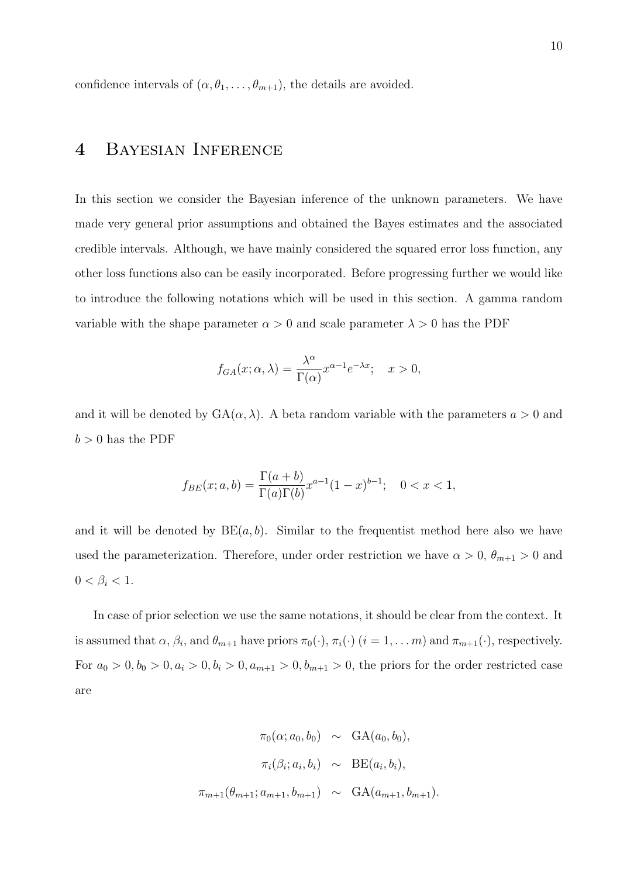confidence intervals of $(\alpha, \theta_1, \ldots, \theta_{m+1})$, the details are avoided.

# 4 Bayesian Inference

In this section we consider the Bayesian inference of the unknown parameters. We have made very general prior assumptions and obtained the Bayes estimates and the associated credible intervals. Although, we have mainly considered the squared error loss function, any other loss functions also can be easily incorporated. Before progressing further we would like to introduce the following notations which will be used in this section. A gamma random variable with the shape parameter $\alpha > 0$ and scale parameter $\lambda > 0$ has the PDF

$$f_{GA}(x; \alpha, \lambda) = \frac{\lambda^\alpha}{\Gamma(\alpha)} x^{\alpha-1} e^{-\lambda x}; \quad x > 0,$$

and it will be denoted by $\text{GA}(\alpha, \lambda)$. A beta random variable with the parameters $a > 0$ and $b > 0$ has the PDF

$$f_{BE}(x; a, b) = \frac{\Gamma(a+b)}{\Gamma(a)\Gamma(b)} x^{a-1}(1-x)^{b-1}; \quad 0 < x < 1,$$

and it will be denoted by $\text{BE}(a, b)$. Similar to the frequentist method here also we have used the parameterization. Therefore, under order restriction we have $\alpha > 0$, $\theta_{m+1} > 0$ and $0 < \beta_i < 1$.

In case of prior selection we use the same notations, it should be clear from the context. It is assumed that $\alpha$, $\beta_i$, and $\theta_{m+1}$ have priors $\pi_0(\cdot)$, $\pi_i(\cdot)$ $(i = 1, \ldots m)$ and $\pi_{m+1}(\cdot)$, respectively. For $a_0 > 0, b_0 > 0, a_i > 0, b_i > 0, a_{m+1} > 0, b_{m+1} > 0$, the priors for the order restricted case are

$$\begin{aligned}
\pi_0(\alpha; a_0, b_0) &\sim \text{GA}(a_0, b_0), \\
\pi_i(\beta_i; a_i, b_i) &\sim \text{BE}(a_i, b_i), \\
\pi_{m+1}(\theta_{m+1}; a_{m+1}, b_{m+1}) &\sim \text{GA}(a_{m+1}, b_{m+1}).
\end{aligned}$$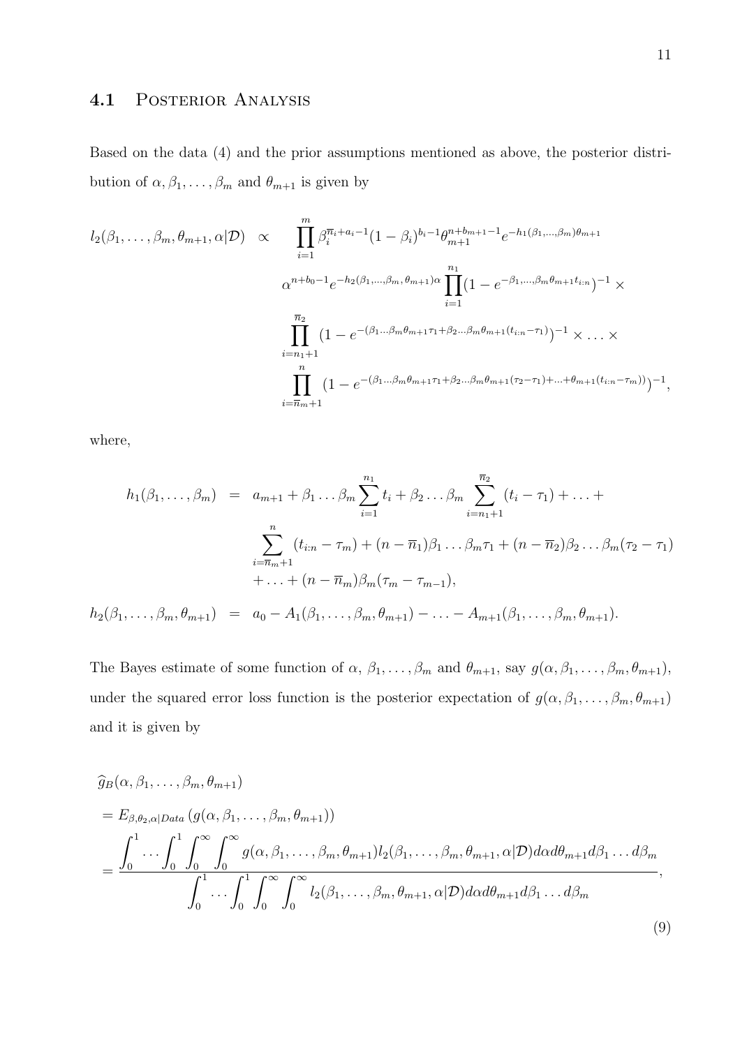## 4.1 Posterior Analysis

Based on the data (4) and the prior assumptions mentioned as above, the posterior distribution of $\alpha, \beta_1, \ldots, \beta_m$ and $\theta_{m+1}$ is given by

$$
\begin{aligned}
l_2(\beta_1, \ldots, \beta_m, \theta_{m+1}, \alpha|\mathcal{D}) \quad \propto \quad & \prod_{i=1}^{m} \beta_i^{\overline{n}_i + a_i - 1}(1-\beta_i)^{b_i - 1} \theta_{m+1}^{n + b_{m+1} - 1} e^{-h_1(\beta_1, \ldots, \beta_m)\theta_{m+1}} \\
& \alpha^{n + b_0 - 1} e^{-h_2(\beta_1, \ldots, \beta_m, \theta_{m+1})\alpha} \prod_{i=1}^{n_1} (1 - e^{-\beta_1, \ldots, \beta_m \theta_{m+1} t_{i:n}})^{-1} \times \\
& \prod_{i=n_1+1}^{\overline{n}_2} (1 - e^{-(\beta_1 \ldots \beta_m \theta_{m+1} \tau_1 + \beta_2 \ldots \beta_m \theta_{m+1}(t_{i:n} - \tau_1))})^{-1} \times \ldots \times \\
& \prod_{i=\overline{n}_m+1}^{n} (1 - e^{-(\beta_1 \ldots \beta_m \theta_{m+1} \tau_1 + \beta_2 \ldots \beta_m \theta_{m+1}(\tau_2 - \tau_1) + \ldots + \theta_{m+1}(t_{i:n} - \tau_m))})^{-1},
\end{aligned}
$$

where,

$$
\begin{aligned}
h_1(\beta_1, \ldots, \beta_m) \quad = \quad & a_{m+1} + \beta_1 \ldots \beta_m \sum_{i=1}^{n_1} t_i + \beta_2 \ldots \beta_m \sum_{i=n_1+1}^{\overline{n}_2} (t_i - \tau_1) + \ldots + \\
& \sum_{i=\overline{n}_m+1}^{n} (t_{i:n} - \tau_m) + (n - \overline{n}_1)\beta_1 \ldots \beta_m \tau_1 + (n - \overline{n}_2)\beta_2 \ldots \beta_m(\tau_2 - \tau_1) \\
& + \ldots + (n - \overline{n}_m)\beta_m(\tau_m - \tau_{m-1}), \\
h_2(\beta_1, \ldots, \beta_m, \theta_{m+1}) \quad = \quad & a_0 - A_1(\beta_1, \ldots, \beta_m, \theta_{m+1}) - \ldots - A_{m+1}(\beta_1, \ldots, \beta_m, \theta_{m+1}).
\end{aligned}
$$

The Bayes estimate of some function of $\alpha$, $\beta_1, \ldots, \beta_m$ and $\theta_{m+1}$, say $g(\alpha, \beta_1, \ldots, \beta_m, \theta_{m+1})$, under the squared error loss function is the posterior expectation of $g(\alpha, \beta_1, \ldots, \beta_m, \theta_{m+1})$ and it is given by

$$
\begin{aligned}
& \widehat{g}_B(\alpha, \beta_1, \ldots, \beta_m, \theta_{m+1}) \\
& = E_{\beta, \theta_2, \alpha|Data} \left( g(\alpha, \beta_1, \ldots, \beta_m, \theta_{m+1}) \right) \\
& = \frac{\displaystyle\int_0^1 \ldots \int_0^1 \int_0^\infty \int_0^\infty g(\alpha, \beta_1, \ldots, \beta_m, \theta_{m+1}) l_2(\beta_1, \ldots, \beta_m, \theta_{m+1}, \alpha|\mathcal{D}) d\alpha d\theta_{m+1} d\beta_1 \ldots d\beta_m}{\displaystyle\int_0^1 \ldots \int_0^1 \int_0^\infty \int_0^\infty l_2(\beta_1, \ldots, \beta_m, \theta_{m+1}, \alpha|\mathcal{D}) d\alpha d\theta_{m+1} d\beta_1 \ldots d\beta_m},
\end{aligned}
\tag{9}
$$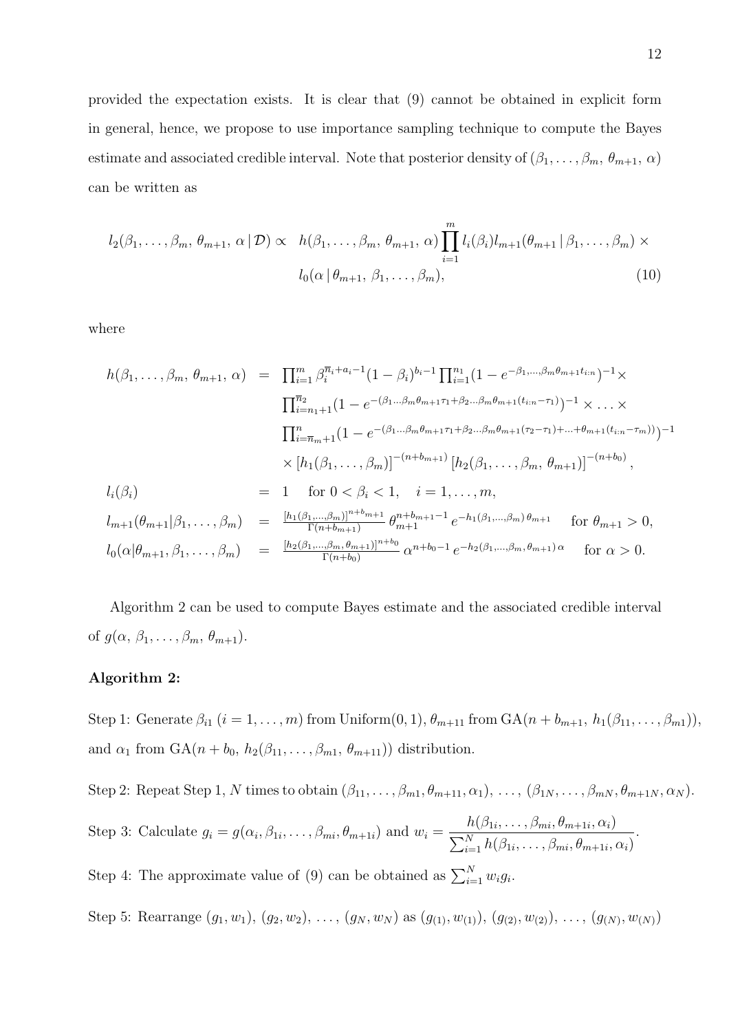provided the expectation exists. It is clear that (9) cannot be obtained in explicit form in general, hence, we propose to use importance sampling technique to compute the Bayes estimate and associated credible interval. Note that posterior density of $(\beta_1, \ldots, \beta_m, \theta_{m+1}, \alpha)$ can be written as

$$
l_2(\beta_1, \ldots, \beta_m, \theta_{m+1}, \alpha \,|\, \mathcal{D}) \propto h(\beta_1, \ldots, \beta_m, \theta_{m+1}, \alpha) \prod_{i=1}^{m} l_i(\beta_i) l_{m+1}(\theta_{m+1} \,|\, \beta_1, \ldots, \beta_m) \times l_0(\alpha \,|\, \theta_{m+1}, \beta_1, \ldots, \beta_m), \tag{10}
$$

where

$$
\begin{aligned}
h(\beta_1, \ldots, \beta_m, \theta_{m+1}, \alpha) &= \prod_{i=1}^{m} \beta_i^{\overline{n}_i + a_i - 1}(1-\beta_i)^{b_i - 1} \prod_{i=1}^{n_1} (1 - e^{-\beta_1,\ldots,\beta_m \theta_{m+1} t_{i:n}})^{-1} \times \\
&\quad \prod_{i=n_1+1}^{\overline{n}_2} (1 - e^{-(\beta_1 \ldots \beta_m \theta_{m+1} \tau_1 + \beta_2 \ldots \beta_m \theta_{m+1}(t_{i:n} - \tau_1))})^{-1} \times \ldots \times \\
&\quad \prod_{i=\overline{n}_m+1}^{n} (1 - e^{-(\beta_1 \ldots \beta_m \theta_{m+1} \tau_1 + \beta_2 \ldots \beta_m \theta_{m+1}(\tau_2 - \tau_1) + \ldots + \theta_{m+1}(t_{i:n} - \tau_m))})^{-1} \\
&\quad \times [h_1(\beta_1, \ldots, \beta_m)]^{-(n+b_{m+1})} [h_2(\beta_1, \ldots, \beta_m, \theta_{m+1})]^{-(n+b_0)}, \\
l_i(\beta_i) &= 1 \quad \text{for } 0 < \beta_i < 1, \quad i = 1, \ldots, m, \\
l_{m+1}(\theta_{m+1} | \beta_1, \ldots, \beta_m) &= \frac{[h_1(\beta_1, \ldots, \beta_m)]^{n+b_{m+1}}}{\Gamma(n+b_{m+1})} \theta_{m+1}^{n+b_{m+1}-1} e^{-h_1(\beta_1, \ldots, \beta_m)\,\theta_{m+1}} \quad \text{for } \theta_{m+1} > 0, \\
l_0(\alpha | \theta_{m+1}, \beta_1, \ldots, \beta_m) &= \frac{[h_2(\beta_1, \ldots, \beta_m, \theta_{m+1})]^{n+b_0}}{\Gamma(n+b_0)} \alpha^{n+b_0-1} e^{-h_2(\beta_1, \ldots, \beta_m, \theta_{m+1})\,\alpha} \quad \text{for } \alpha > 0.
\end{aligned}
$$

Algorithm 2 can be used to compute Bayes estimate and the associated credible interval of $g(\alpha, \beta_1, \ldots, \beta_m, \theta_{m+1})$.

**Algorithm 2:**

Step 1: Generate $\beta_{i1}$ $(i = 1, \ldots, m)$ from Uniform$(0, 1)$, $\theta_{m+11}$ from GA$(n + b_{m+1}, h_1(\beta_{11}, \ldots, \beta_{m1}))$, and $\alpha_1$ from GA$(n + b_0, h_2(\beta_{11}, \ldots, \beta_{m1}, \theta_{m+11}))$ distribution.

Step 2: Repeat Step 1, $N$ times to obtain $(\beta_{11}, \ldots, \beta_{m1}, \theta_{m+11}, \alpha_1), \ldots, (\beta_{1N}, \ldots, \beta_{mN}, \theta_{m+1N}, \alpha_N)$.

Step 3: Calculate $g_i = g(\alpha_i, \beta_{1i}, \ldots, \beta_{mi}, \theta_{m+1i})$ and $w_i = \dfrac{h(\beta_{1i}, \ldots, \beta_{mi}, \theta_{m+1i}, \alpha_i)}{\sum_{i=1}^{N} h(\beta_{1i}, \ldots, \beta_{mi}, \theta_{m+1i}, \alpha_i)}$.

Step 4: The approximate value of (9) can be obtained as $\sum_{i=1}^{N} w_i g_i$.

Step 5: Rearrange $(g_1, w_1), (g_2, w_2), \ldots, (g_N, w_N)$ as $(g_{(1)}, w_{(1)}), (g_{(2)}, w_{(2)}), \ldots, (g_{(N)}, w_{(N)})$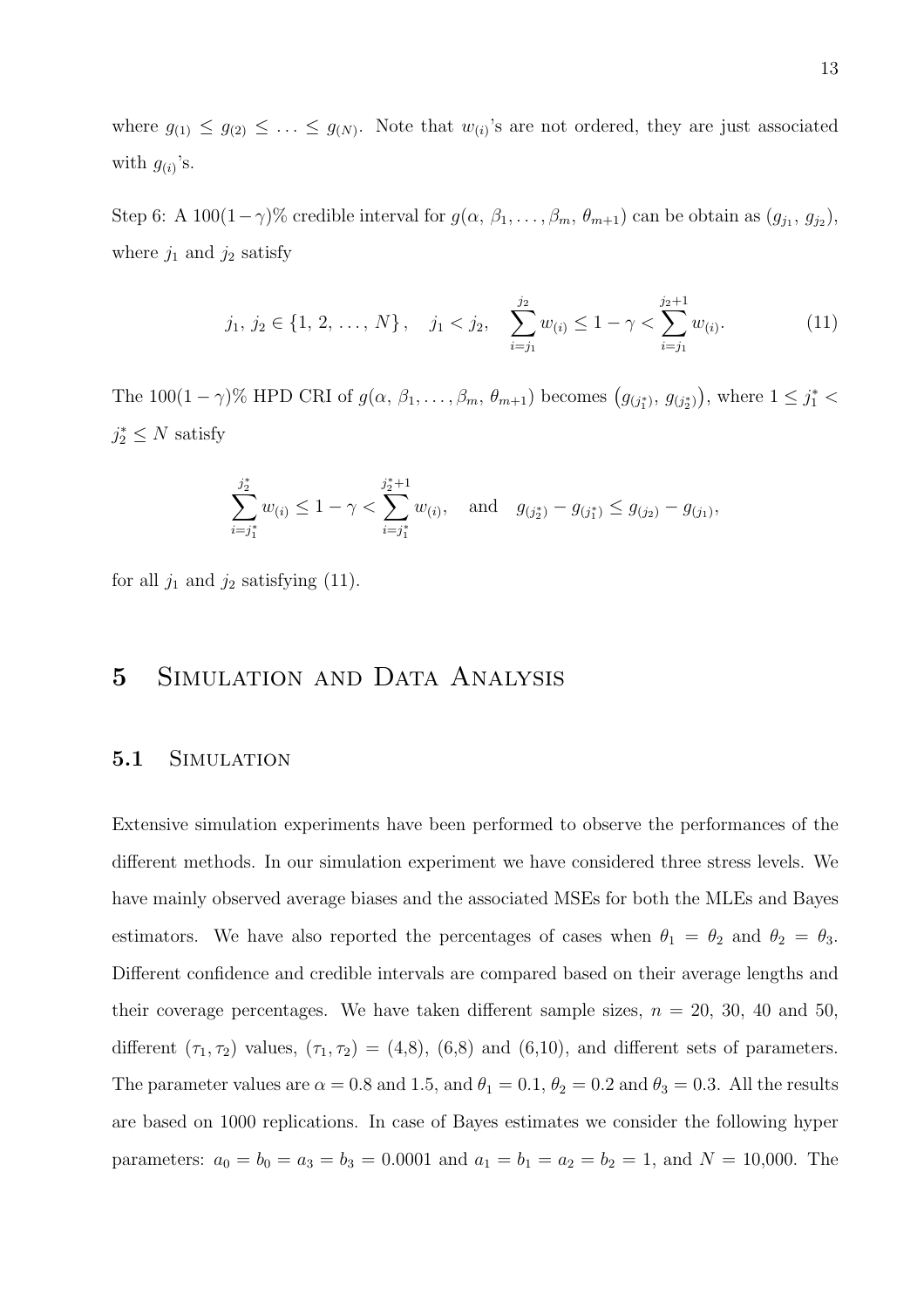where $g_{(1)} \leq g_{(2)} \leq \ldots \leq g_{(N)}$. Note that $w_{(i)}$'s are not ordered, they are just associated with $g_{(i)}$'s.

Step 6: A $100(1-\gamma)\%$ credible interval for $g(\alpha, \beta_1, \ldots, \beta_m, \theta_{m+1})$ can be obtain as $(g_{j_1}, g_{j_2})$, where $j_1$ and $j_2$ satisfy

$$j_1,\, j_2 \in \{1,\, 2,\, \ldots,\, N\}\,, \quad j_1 < j_2, \quad \sum_{i=j_1}^{j_2} w_{(i)} \leq 1-\gamma < \sum_{i=j_1}^{j_2+1} w_{(i)}. \tag{11}$$

The $100(1-\gamma)\%$ HPD CRI of $g(\alpha, \beta_1, \ldots, \beta_m, \theta_{m+1})$ becomes $\left(g_{(j_1^*)}, g_{(j_2^*)}\right)$, where $1 \leq j_1^* < j_2^* \leq N$ satisfy

$$\sum_{i=j_1^*}^{j_2^*} w_{(i)} \leq 1-\gamma < \sum_{i=j_1^*}^{j_2^*+1} w_{(i)}, \quad \text{and} \quad g_{(j_2^*)} - g_{(j_1^*)} \leq g_{(j_2)} - g_{(j_1)},$$

for all $j_1$ and $j_2$ satisfying (11).

# 5 Simulation and Data Analysis

## 5.1 Simulation

Extensive simulation experiments have been performed to observe the performances of the different methods. In our simulation experiment we have considered three stress levels. We have mainly observed average biases and the associated MSEs for both the MLEs and Bayes estimators. We have also reported the percentages of cases when $\theta_1 = \theta_2$ and $\theta_2 = \theta_3$. Different confidence and credible intervals are compared based on their average lengths and their coverage percentages. We have taken different sample sizes, $n$ = 20, 30, 40 and 50, different $(\tau_1, \tau_2)$ values, $(\tau_1, \tau_2)$ = (4,8), (6,8) and (6,10), and different sets of parameters. The parameter values are $\alpha = 0.8$ and 1.5, and $\theta_1 = 0.1$, $\theta_2 = 0.2$ and $\theta_3 = 0.3$. All the results are based on 1000 replications. In case of Bayes estimates we consider the following hyper parameters: $a_0 = b_0 = a_3 = b_3 = 0.0001$ and $a_1 = b_1 = a_2 = b_2 = 1$, and $N$ = 10,000. The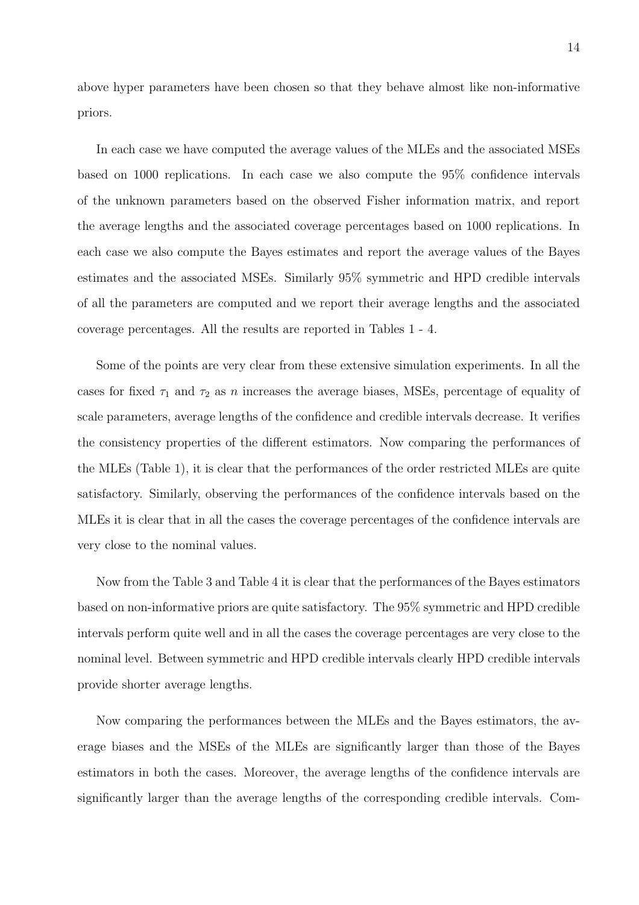above hyper parameters have been chosen so that they behave almost like non-informative priors.

In each case we have computed the average values of the MLEs and the associated MSEs based on 1000 replications. In each case we also compute the 95% confidence intervals of the unknown parameters based on the observed Fisher information matrix, and report the average lengths and the associated coverage percentages based on 1000 replications. In each case we also compute the Bayes estimates and report the average values of the Bayes estimates and the associated MSEs. Similarly 95% symmetric and HPD credible intervals of all the parameters are computed and we report their average lengths and the associated coverage percentages. All the results are reported in Tables 1 - 4.

Some of the points are very clear from these extensive simulation experiments. In all the cases for fixed $\tau_1$ and $\tau_2$ as $n$ increases the average biases, MSEs, percentage of equality of scale parameters, average lengths of the confidence and credible intervals decrease. It verifies the consistency properties of the different estimators. Now comparing the performances of the MLEs (Table 1), it is clear that the performances of the order restricted MLEs are quite satisfactory. Similarly, observing the performances of the confidence intervals based on the MLEs it is clear that in all the cases the coverage percentages of the confidence intervals are very close to the nominal values.

Now from the Table 3 and Table 4 it is clear that the performances of the Bayes estimators based on non-informative priors are quite satisfactory. The 95% symmetric and HPD credible intervals perform quite well and in all the cases the coverage percentages are very close to the nominal level. Between symmetric and HPD credible intervals clearly HPD credible intervals provide shorter average lengths.

Now comparing the performances between the MLEs and the Bayes estimators, the average biases and the MSEs of the MLEs are significantly larger than those of the Bayes estimators in both the cases. Moreover, the average lengths of the confidence intervals are significantly larger than the average lengths of the corresponding credible intervals. Com-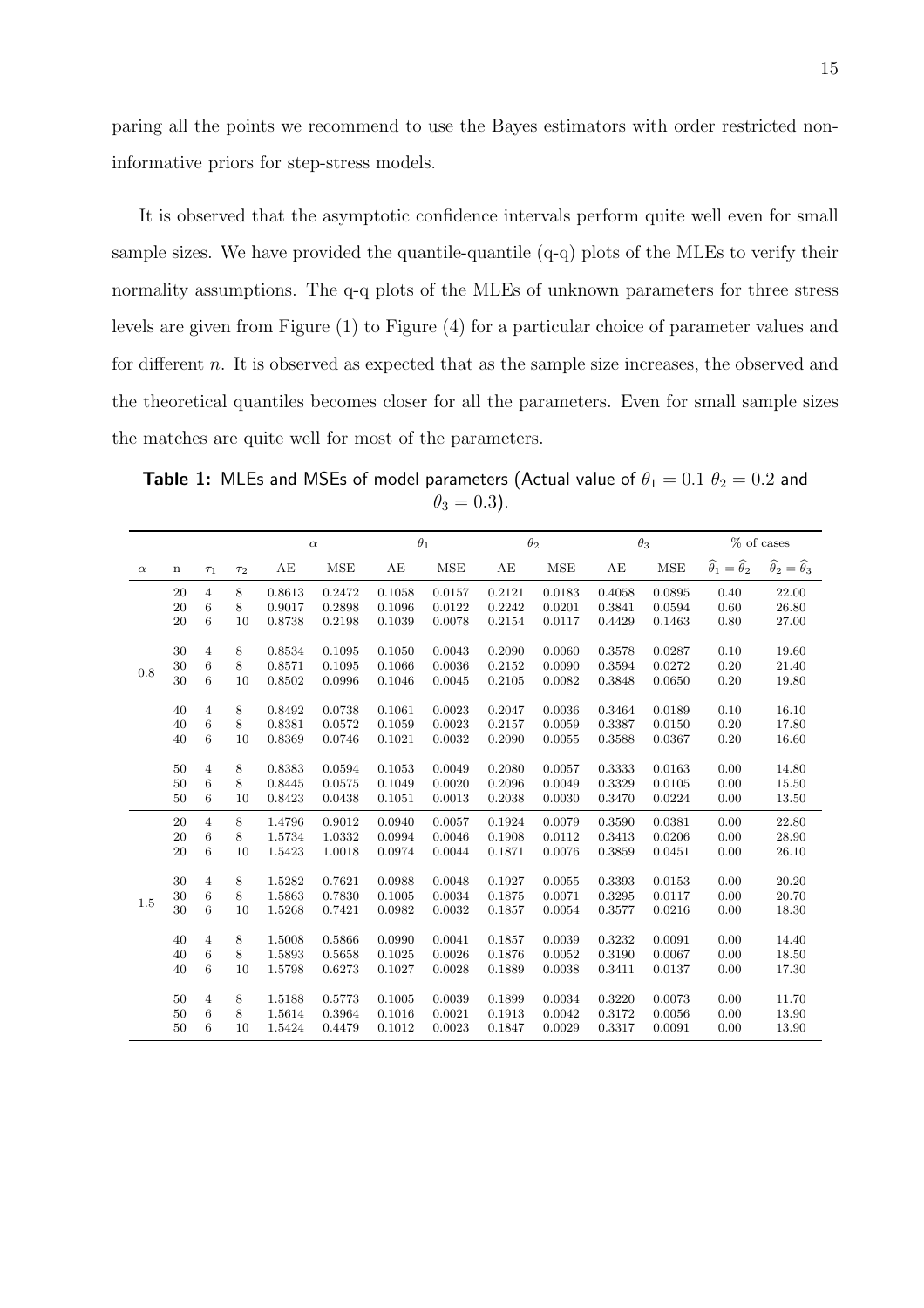paring all the points we recommend to use the Bayes estimators with order restricted non-informative priors for step-stress models.

It is observed that the asymptotic confidence intervals perform quite well even for small sample sizes. We have provided the quantile-quantile (q-q) plots of the MLEs to verify their normality assumptions. The q-q plots of the MLEs of unknown parameters for three stress levels are given from Figure (1) to Figure (4) for a particular choice of parameter values and for different $n$. It is observed as expected that as the sample size increases, the observed and the theoretical quantiles becomes closer for all the parameters. Even for small sample sizes the matches are quite well for most of the parameters.

**Table 1:** MLEs and MSEs of model parameters (Actual value of $\theta_1 = 0.1$ $\theta_2 = 0.2$ and $\theta_3 = 0.3$).

| | | | | $\alpha$ | | $\theta_1$ | | $\theta_2$ | | $\theta_3$ | | % of cases | |
|---|---|---|---|---|---|---|---|---|---|---|---|---|---|
| $\alpha$ | n | $\tau_1$ | $\tau_2$ | AE | MSE | AE | MSE | AE | MSE | AE | MSE | $\widehat{\theta}_1 = \widehat{\theta}_2$ | $\widehat{\theta}_2 = \widehat{\theta}_3$ |
| 0.8 | 20 | 4 | 8 | 0.8613 | 0.2472 | 0.1058 | 0.0157 | 0.2121 | 0.0183 | 0.4058 | 0.0895 | 0.40 | 22.00 |
| | 20 | 6 | 8 | 0.9017 | 0.2898 | 0.1096 | 0.0122 | 0.2242 | 0.0201 | 0.3841 | 0.0594 | 0.60 | 26.80 |
| | 20 | 6 | 10 | 0.8738 | 0.2198 | 0.1039 | 0.0078 | 0.2154 | 0.0117 | 0.4429 | 0.1463 | 0.80 | 27.00 |
| | 30 | 4 | 8 | 0.8534 | 0.1095 | 0.1050 | 0.0043 | 0.2090 | 0.0060 | 0.3578 | 0.0287 | 0.10 | 19.60 |
| | 30 | 6 | 8 | 0.8571 | 0.1095 | 0.1066 | 0.0036 | 0.2152 | 0.0090 | 0.3594 | 0.0272 | 0.20 | 21.40 |
| | 30 | 6 | 10 | 0.8502 | 0.0996 | 0.1046 | 0.0045 | 0.2105 | 0.0082 | 0.3848 | 0.0650 | 0.20 | 19.80 |
| | 40 | 4 | 8 | 0.8492 | 0.0738 | 0.1061 | 0.0023 | 0.2047 | 0.0036 | 0.3464 | 0.0189 | 0.10 | 16.10 |
| | 40 | 6 | 8 | 0.8381 | 0.0572 | 0.1059 | 0.0023 | 0.2157 | 0.0059 | 0.3387 | 0.0150 | 0.20 | 17.80 |
| | 40 | 6 | 10 | 0.8369 | 0.0746 | 0.1021 | 0.0032 | 0.2090 | 0.0055 | 0.3588 | 0.0367 | 0.20 | 16.60 |
| | 50 | 4 | 8 | 0.8383 | 0.0594 | 0.1053 | 0.0049 | 0.2080 | 0.0057 | 0.3333 | 0.0163 | 0.00 | 14.80 |
| | 50 | 6 | 8 | 0.8445 | 0.0575 | 0.1049 | 0.0020 | 0.2096 | 0.0049 | 0.3329 | 0.0105 | 0.00 | 15.50 |
| | 50 | 6 | 10 | 0.8423 | 0.0438 | 0.1051 | 0.0013 | 0.2038 | 0.0030 | 0.3470 | 0.0224 | 0.00 | 13.50 |
| 1.5 | 20 | 4 | 8 | 1.4796 | 0.9012 | 0.0940 | 0.0057 | 0.1924 | 0.0079 | 0.3590 | 0.0381 | 0.00 | 22.80 |
| | 20 | 6 | 8 | 1.5734 | 1.0332 | 0.0994 | 0.0046 | 0.1908 | 0.0112 | 0.3413 | 0.0206 | 0.00 | 28.90 |
| | 20 | 6 | 10 | 1.5423 | 1.0018 | 0.0974 | 0.0044 | 0.1871 | 0.0076 | 0.3859 | 0.0451 | 0.00 | 26.10 |
| | 30 | 4 | 8 | 1.5282 | 0.7621 | 0.0988 | 0.0048 | 0.1927 | 0.0055 | 0.3393 | 0.0153 | 0.00 | 20.20 |
| | 30 | 6 | 8 | 1.5863 | 0.7830 | 0.1005 | 0.0034 | 0.1875 | 0.0071 | 0.3295 | 0.0117 | 0.00 | 20.70 |
| | 30 | 6 | 10 | 1.5268 | 0.7421 | 0.0982 | 0.0032 | 0.1857 | 0.0054 | 0.3577 | 0.0216 | 0.00 | 18.30 |
| | 40 | 4 | 8 | 1.5008 | 0.5866 | 0.0990 | 0.0041 | 0.1857 | 0.0039 | 0.3232 | 0.0091 | 0.00 | 14.40 |
| | 40 | 6 | 8 | 1.5893 | 0.5658 | 0.1025 | 0.0026 | 0.1876 | 0.0052 | 0.3190 | 0.0067 | 0.00 | 18.50 |
| | 40 | 6 | 10 | 1.5798 | 0.6273 | 0.1027 | 0.0028 | 0.1889 | 0.0038 | 0.3411 | 0.0137 | 0.00 | 17.30 |
| | 50 | 4 | 8 | 1.5188 | 0.5773 | 0.1005 | 0.0039 | 0.1899 | 0.0034 | 0.3220 | 0.0073 | 0.00 | 11.70 |
| | 50 | 6 | 8 | 1.5614 | 0.3964 | 0.1016 | 0.0021 | 0.1913 | 0.0042 | 0.3172 | 0.0056 | 0.00 | 13.90 |
| | 50 | 6 | 10 | 1.5424 | 0.4479 | 0.1012 | 0.0023 | 0.1847 | 0.0029 | 0.3317 | 0.0091 | 0.00 | 13.90 |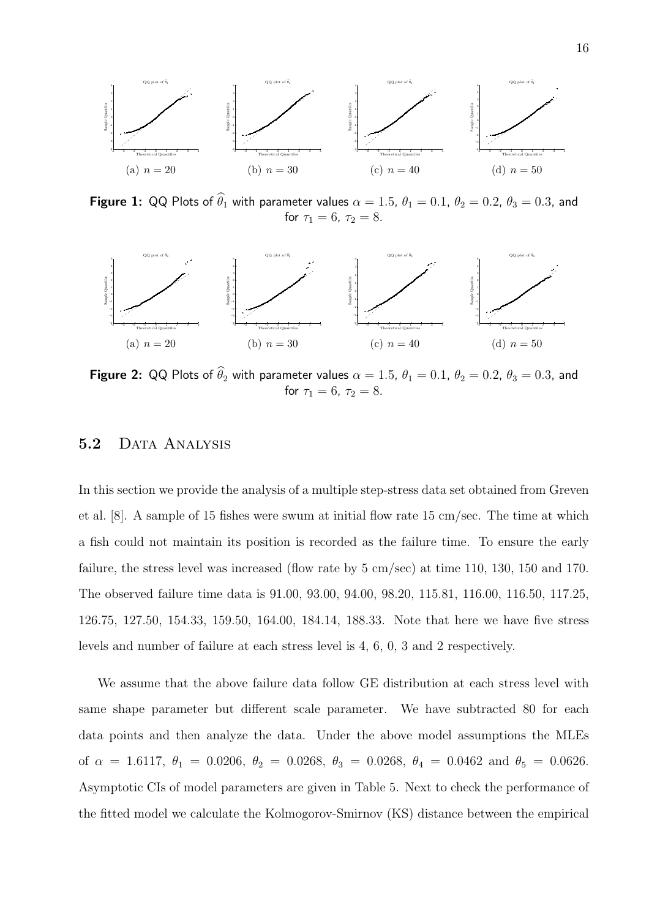(a) $n = 20$ (b) $n = 30$ (c) $n = 40$ (d) $n = 50$

**Figure 1:** QQ Plots of $\widehat{\theta}_1$ with parameter values $\alpha = 1.5$, $\theta_1 = 0.1$, $\theta_2 = 0.2$, $\theta_3 = 0.3$, and for $\tau_1 = 6$, $\tau_2 = 8$.

(a) $n = 20$ (b) $n = 30$ (c) $n = 40$ (d) $n = 50$

**Figure 2:** QQ Plots of $\widehat{\theta}_2$ with parameter values $\alpha = 1.5$, $\theta_1 = 0.1$, $\theta_2 = 0.2$, $\theta_3 = 0.3$, and for $\tau_1 = 6$, $\tau_2 = 8$.

### 5.2 Data Analysis

In this section we provide the analysis of a multiple step-stress data set obtained from Greven et al. [8]. A sample of 15 fishes were swum at initial flow rate 15 cm/sec. The time at which a fish could not maintain its position is recorded as the failure time. To ensure the early failure, the stress level was increased (flow rate by 5 cm/sec) at time 110, 130, 150 and 170. The observed failure time data is 91.00, 93.00, 94.00, 98.20, 115.81, 116.00, 116.50, 117.25, 126.75, 127.50, 154.33, 159.50, 164.00, 184.14, 188.33. Note that here we have five stress levels and number of failure at each stress level is 4, 6, 0, 3 and 2 respectively.

We assume that the above failure data follow GE distribution at each stress level with same shape parameter but different scale parameter. We have subtracted 80 for each data points and then analyze the data. Under the above model assumptions the MLEs of $\alpha = 1.6117$, $\theta_1 = 0.0206$, $\theta_2 = 0.0268$, $\theta_3 = 0.0268$, $\theta_4 = 0.0462$ and $\theta_5 = 0.0626$. Asymptotic CIs of model parameters are given in Table 5. Next to check the performance of the fitted model we calculate the Kolmogorov-Smirnov (KS) distance between the empirical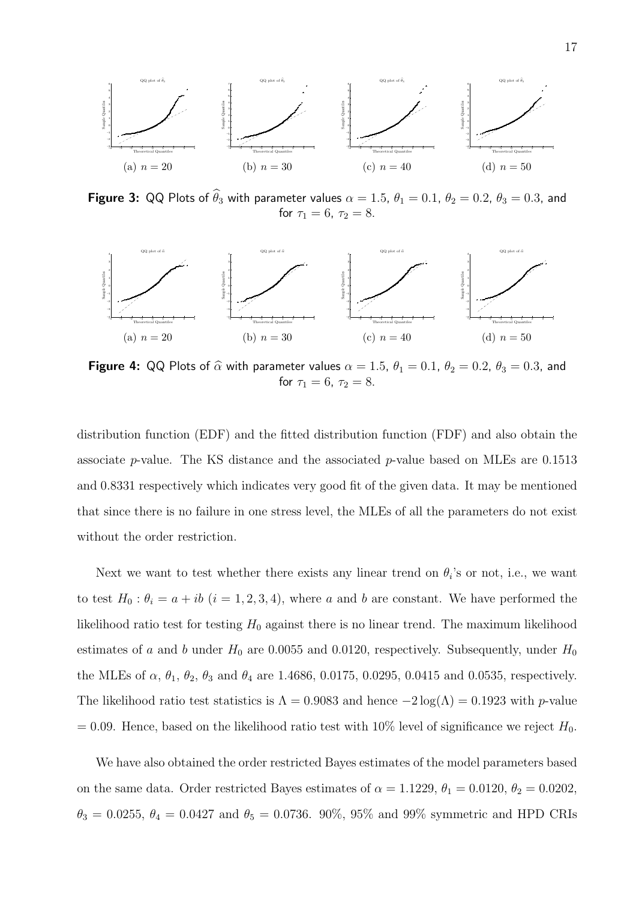(a) $n = 20$ (b) $n = 30$ (c) $n = 40$ (d) $n = 50$

**Figure 3:** QQ Plots of $\widehat{\theta}_3$ with parameter values $\alpha = 1.5$, $\theta_1 = 0.1$, $\theta_2 = 0.2$, $\theta_3 = 0.3$, and for $\tau_1 = 6$, $\tau_2 = 8$.

(a) $n = 20$ (b) $n = 30$ (c) $n = 40$ (d) $n = 50$

**Figure 4:** QQ Plots of $\widehat{\alpha}$ with parameter values $\alpha = 1.5$, $\theta_1 = 0.1$, $\theta_2 = 0.2$, $\theta_3 = 0.3$, and for $\tau_1 = 6$, $\tau_2 = 8$.

distribution function (EDF) and the fitted distribution function (FDF) and also obtain the associate $p$-value. The KS distance and the associated $p$-value based on MLEs are 0.1513 and 0.8331 respectively which indicates very good fit of the given data. It may be mentioned that since there is no failure in one stress level, the MLEs of all the parameters do not exist without the order restriction.

Next we want to test whether there exists any linear trend on $\theta_i$'s or not, i.e., we want to test $H_0 : \theta_i = a + ib$ $(i = 1, 2, 3, 4)$, where $a$ and $b$ are constant. We have performed the likelihood ratio test for testing $H_0$ against there is no linear trend. The maximum likelihood estimates of $a$ and $b$ under $H_0$ are 0.0055 and 0.0120, respectively. Subsequently, under $H_0$ the MLEs of $\alpha$, $\theta_1$, $\theta_2$, $\theta_3$ and $\theta_4$ are 1.4686, 0.0175, 0.0295, 0.0415 and 0.0535, respectively. The likelihood ratio test statistics is $\Lambda = 0.9083$ and hence $-2\log(\Lambda) = 0.1923$ with $p$-value $= 0.09$. Hence, based on the likelihood ratio test with 10% level of significance we reject $H_0$.

We have also obtained the order restricted Bayes estimates of the model parameters based on the same data. Order restricted Bayes estimates of $\alpha = 1.1229$, $\theta_1 = 0.0120$, $\theta_2 = 0.0202$, $\theta_3 = 0.0255$, $\theta_4 = 0.0427$ and $\theta_5 = 0.0736$. 90%, 95% and 99% symmetric and HPD CRIs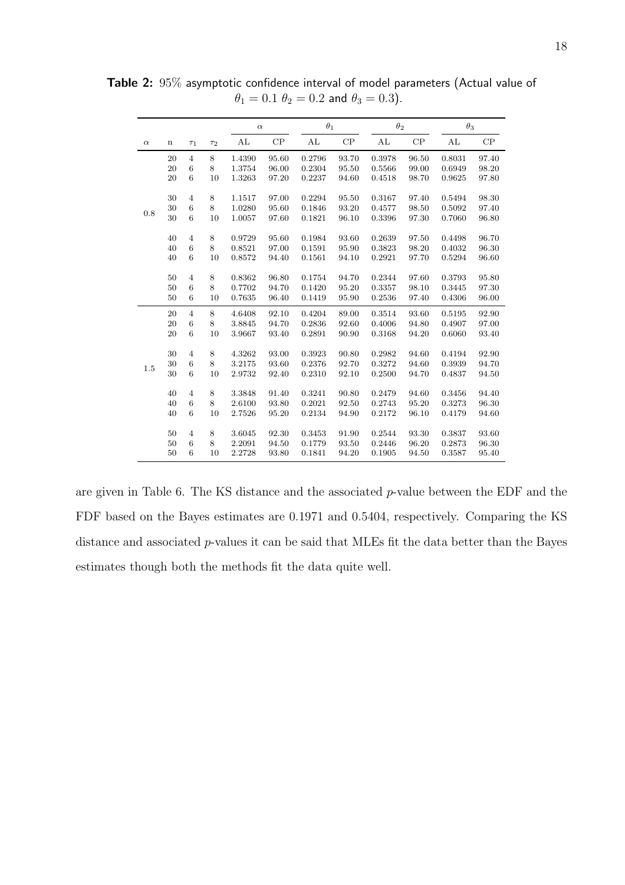**Table 2:** 95% asymptotic confidence interval of model parameters (Actual value of $\theta_1 = 0.1$ $\theta_2 = 0.2$ and $\theta_3 = 0.3$).

| | | | | $\alpha$ | | $\theta_1$ | | $\theta_2$ | | $\theta_3$ | |
|---|---|---|---|---|---|---|---|---|---|---|---|
| $\alpha$ | n | $\tau_1$ | $\tau_2$ | AL | CP | AL | CP | AL | CP | AL | CP |
| 0.8 | 20 | 4 | 8 | 1.4390 | 95.60 | 0.2796 | 93.70 | 0.3978 | 96.50 | 0.8031 | 97.40 |
| | 20 | 6 | 8 | 1.3754 | 96.00 | 0.2304 | 95.50 | 0.5566 | 99.00 | 0.6949 | 98.20 |
| | 20 | 6 | 10 | 1.3263 | 97.20 | 0.2237 | 94.60 | 0.4518 | 98.70 | 0.9625 | 97.80 |
| | 30 | 4 | 8 | 1.1517 | 97.00 | 0.2294 | 95.50 | 0.3167 | 97.40 | 0.5494 | 98.30 |
| | 30 | 6 | 8 | 1.0280 | 95.60 | 0.1846 | 93.20 | 0.4577 | 98.50 | 0.5092 | 97.40 |
| | 30 | 6 | 10 | 1.0057 | 97.60 | 0.1821 | 96.10 | 0.3396 | 97.30 | 0.7060 | 96.80 |
| | 40 | 4 | 8 | 0.9729 | 95.60 | 0.1984 | 93.60 | 0.2639 | 97.50 | 0.4498 | 96.70 |
| | 40 | 6 | 8 | 0.8521 | 97.00 | 0.1591 | 95.90 | 0.3823 | 98.20 | 0.4032 | 96.30 |
| | 40 | 6 | 10 | 0.8572 | 94.40 | 0.1561 | 94.10 | 0.2921 | 97.70 | 0.5294 | 96.60 |
| | 50 | 4 | 8 | 0.8362 | 96.80 | 0.1754 | 94.70 | 0.2344 | 97.60 | 0.3793 | 95.80 |
| | 50 | 6 | 8 | 0.7702 | 94.70 | 0.1420 | 95.20 | 0.3357 | 98.10 | 0.3445 | 97.30 |
| | 50 | 6 | 10 | 0.7635 | 96.40 | 0.1419 | 95.90 | 0.2536 | 97.40 | 0.4306 | 96.00 |
| 1.5 | 20 | 4 | 8 | 4.6408 | 92.10 | 0.4204 | 89.00 | 0.3514 | 93.60 | 0.5195 | 92.90 |
| | 20 | 6 | 8 | 3.8845 | 94.70 | 0.2836 | 92.60 | 0.4006 | 94.80 | 0.4907 | 97.00 |
| | 20 | 6 | 10 | 3.9667 | 93.40 | 0.2891 | 90.90 | 0.3168 | 94.20 | 0.6060 | 93.40 |
| | 30 | 4 | 8 | 4.3262 | 93.00 | 0.3923 | 90.80 | 0.2982 | 94.60 | 0.4194 | 92.90 |
| | 30 | 6 | 8 | 3.2175 | 93.60 | 0.2376 | 92.70 | 0.3272 | 94.60 | 0.3939 | 94.70 |
| | 30 | 6 | 10 | 2.9732 | 92.40 | 0.2310 | 92.10 | 0.2500 | 94.70 | 0.4837 | 94.50 |
| | 40 | 4 | 8 | 3.3848 | 91.40 | 0.3241 | 90.80 | 0.2479 | 94.60 | 0.3456 | 94.40 |
| | 40 | 6 | 8 | 2.6100 | 93.80 | 0.2021 | 92.50 | 0.2743 | 95.20 | 0.3273 | 96.30 |
| | 40 | 6 | 10 | 2.7526 | 95.20 | 0.2134 | 94.90 | 0.2172 | 96.10 | 0.4179 | 94.60 |
| | 50 | 4 | 8 | 3.6045 | 92.30 | 0.3453 | 91.90 | 0.2544 | 93.30 | 0.3837 | 93.60 |
| | 50 | 6 | 8 | 2.2091 | 94.50 | 0.1779 | 93.50 | 0.2446 | 96.20 | 0.2873 | 96.30 |
| | 50 | 6 | 10 | 2.2728 | 93.80 | 0.1841 | 94.20 | 0.1905 | 94.50 | 0.3587 | 95.40 |

are given in Table 6. The KS distance and the associated $p$-value between the EDF and the FDF based on the Bayes estimates are 0.1971 and 0.5404, respectively. Comparing the KS distance and associated $p$-values it can be said that MLEs fit the data better than the Bayes estimates though both the methods fit the data quite well.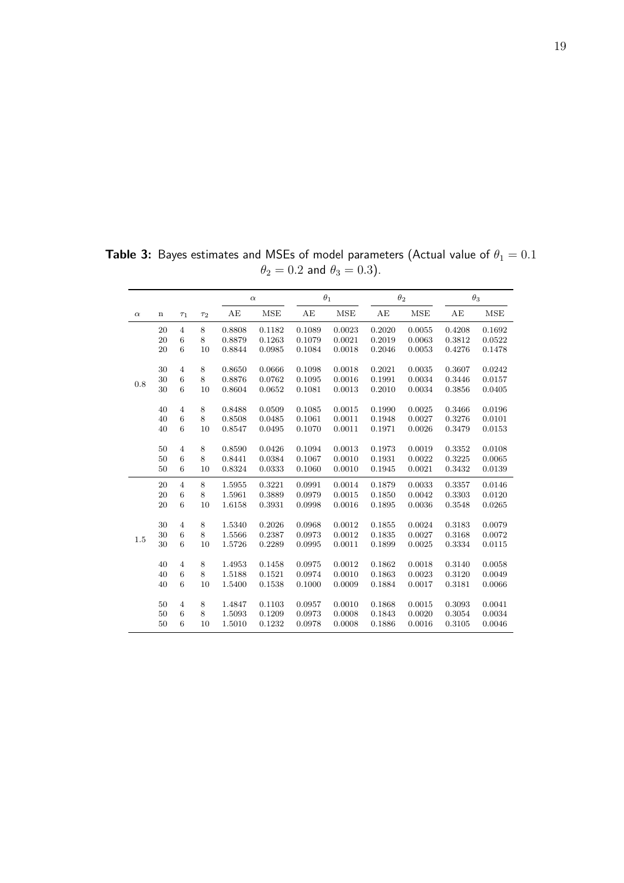**Table 3:** Bayes estimates and MSEs of model parameters (Actual value of $\theta_1 = 0.1$ $\theta_2 = 0.2$ and $\theta_3 = 0.3$).

| | | | | $\alpha$ | | $\theta_1$ | | $\theta_2$ | | $\theta_3$ | |
|---|---|---|---|---|---|---|---|---|---|---|---|
| $\alpha$ | n | $\tau_1$ | $\tau_2$ | AE | MSE | AE | MSE | AE | MSE | AE | MSE |
| 0.8 | 20 | 4 | 8 | 0.8808 | 0.1182 | 0.1089 | 0.0023 | 0.2020 | 0.0055 | 0.4208 | 0.1692 |
| | 20 | 6 | 8 | 0.8879 | 0.1263 | 0.1079 | 0.0021 | 0.2019 | 0.0063 | 0.3812 | 0.0522 |
| | 20 | 6 | 10 | 0.8844 | 0.0985 | 0.1084 | 0.0018 | 0.2046 | 0.0053 | 0.4276 | 0.1478 |
| | 30 | 4 | 8 | 0.8650 | 0.0666 | 0.1098 | 0.0018 | 0.2021 | 0.0035 | 0.3607 | 0.0242 |
| | 30 | 6 | 8 | 0.8876 | 0.0762 | 0.1095 | 0.0016 | 0.1991 | 0.0034 | 0.3446 | 0.0157 |
| | 30 | 6 | 10 | 0.8604 | 0.0652 | 0.1081 | 0.0013 | 0.2010 | 0.0034 | 0.3856 | 0.0405 |
| | 40 | 4 | 8 | 0.8488 | 0.0509 | 0.1085 | 0.0015 | 0.1990 | 0.0025 | 0.3466 | 0.0196 |
| | 40 | 6 | 8 | 0.8508 | 0.0485 | 0.1061 | 0.0011 | 0.1948 | 0.0027 | 0.3276 | 0.0101 |
| | 40 | 6 | 10 | 0.8547 | 0.0495 | 0.1070 | 0.0011 | 0.1971 | 0.0026 | 0.3479 | 0.0153 |
| | 50 | 4 | 8 | 0.8590 | 0.0426 | 0.1094 | 0.0013 | 0.1973 | 0.0019 | 0.3352 | 0.0108 |
| | 50 | 6 | 8 | 0.8441 | 0.0384 | 0.1067 | 0.0010 | 0.1931 | 0.0022 | 0.3225 | 0.0065 |
| | 50 | 6 | 10 | 0.8324 | 0.0333 | 0.1060 | 0.0010 | 0.1945 | 0.0021 | 0.3432 | 0.0139 |
| 1.5 | 20 | 4 | 8 | 1.5955 | 0.3221 | 0.0991 | 0.0014 | 0.1879 | 0.0033 | 0.3357 | 0.0146 |
| | 20 | 6 | 8 | 1.5961 | 0.3889 | 0.0979 | 0.0015 | 0.1850 | 0.0042 | 0.3303 | 0.0120 |
| | 20 | 6 | 10 | 1.6158 | 0.3931 | 0.0998 | 0.0016 | 0.1895 | 0.0036 | 0.3548 | 0.0265 |
| | 30 | 4 | 8 | 1.5340 | 0.2026 | 0.0968 | 0.0012 | 0.1855 | 0.0024 | 0.3183 | 0.0079 |
| | 30 | 6 | 8 | 1.5566 | 0.2387 | 0.0973 | 0.0012 | 0.1835 | 0.0027 | 0.3168 | 0.0072 |
| | 30 | 6 | 10 | 1.5726 | 0.2289 | 0.0995 | 0.0011 | 0.1899 | 0.0025 | 0.3334 | 0.0115 |
| | 40 | 4 | 8 | 1.4953 | 0.1458 | 0.0975 | 0.0012 | 0.1862 | 0.0018 | 0.3140 | 0.0058 |
| | 40 | 6 | 8 | 1.5188 | 0.1521 | 0.0974 | 0.0010 | 0.1863 | 0.0023 | 0.3120 | 0.0049 |
| | 40 | 6 | 10 | 1.5400 | 0.1538 | 0.1000 | 0.0009 | 0.1884 | 0.0017 | 0.3181 | 0.0066 |
| | 50 | 4 | 8 | 1.4847 | 0.1103 | 0.0957 | 0.0010 | 0.1868 | 0.0015 | 0.3093 | 0.0041 |
| | 50 | 6 | 8 | 1.5093 | 0.1209 | 0.0973 | 0.0008 | 0.1843 | 0.0020 | 0.3054 | 0.0034 |
| | 50 | 6 | 10 | 1.5010 | 0.1232 | 0.0978 | 0.0008 | 0.1886 | 0.0016 | 0.3105 | 0.0046 |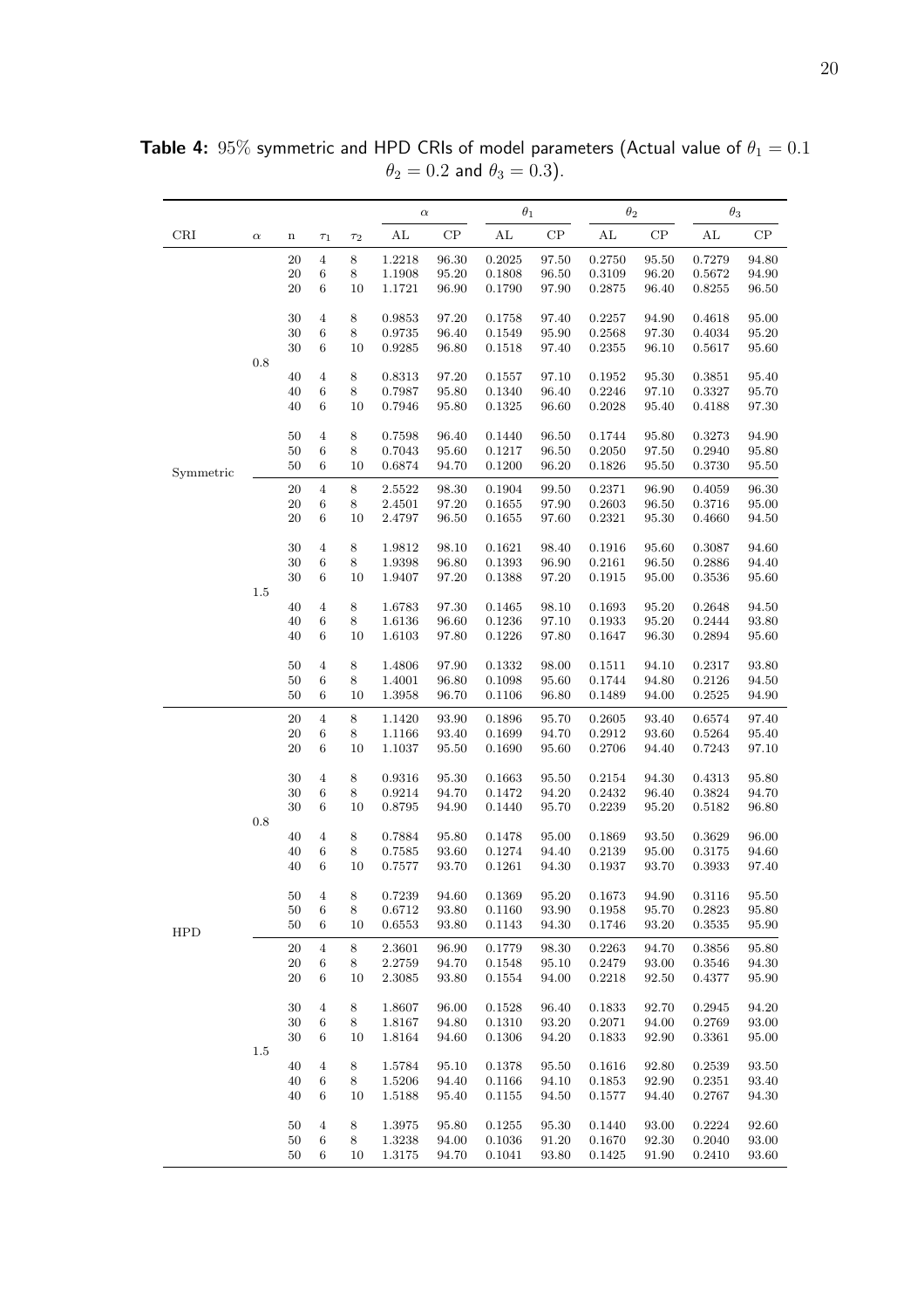**Table 4:** 95% symmetric and HPD CRIs of model parameters (Actual value of $\theta_1 = 0.1$ $\theta_2 = 0.2$ and $\theta_3 = 0.3$).

| | | | | | $\alpha$ | | $\theta_1$ | | $\theta_2$ | | $\theta_3$ | |
|---|---|---|---|---|---|---|---|---|---|---|---|---|
| CRI | $\alpha$ | n | $\tau_1$ | $\tau_2$ | AL | CP | AL | CP | AL | CP | AL | CP |
| Symmetric | 0.8 | 20 | 4 | 8 | 1.2218 | 96.30 | 0.2025 | 97.50 | 0.2750 | 95.50 | 0.7279 | 94.80 |
| | | 20 | 6 | 8 | 1.1908 | 95.20 | 0.1808 | 96.50 | 0.3109 | 96.20 | 0.5672 | 94.90 |
| | | 20 | 6 | 10 | 1.1721 | 96.90 | 0.1790 | 97.90 | 0.2875 | 96.40 | 0.8255 | 96.50 |
| | | 30 | 4 | 8 | 0.9853 | 97.20 | 0.1758 | 97.40 | 0.2257 | 94.90 | 0.4618 | 95.00 |
| | | 30 | 6 | 8 | 0.9735 | 96.40 | 0.1549 | 95.90 | 0.2568 | 97.30 | 0.4034 | 95.20 |
| | | 30 | 6 | 10 | 0.9285 | 96.80 | 0.1518 | 97.40 | 0.2355 | 96.10 | 0.5617 | 95.60 |
| | | 40 | 4 | 8 | 0.8313 | 97.20 | 0.1557 | 97.10 | 0.1952 | 95.30 | 0.3851 | 95.40 |
| | | 40 | 6 | 8 | 0.7987 | 95.80 | 0.1340 | 96.40 | 0.2246 | 97.10 | 0.3327 | 95.70 |
| | | 40 | 6 | 10 | 0.7946 | 95.80 | 0.1325 | 96.60 | 0.2028 | 95.40 | 0.4188 | 97.30 |
| | | 50 | 4 | 8 | 0.7598 | 96.40 | 0.1440 | 96.50 | 0.1744 | 95.80 | 0.3273 | 94.90 |
| | | 50 | 6 | 8 | 0.7043 | 95.60 | 0.1217 | 96.50 | 0.2050 | 97.50 | 0.2940 | 95.80 |
| | | 50 | 6 | 10 | 0.6874 | 94.70 | 0.1200 | 96.20 | 0.1826 | 95.50 | 0.3730 | 95.50 |
| | 1.5 | 20 | 4 | 8 | 2.5522 | 98.30 | 0.1904 | 99.50 | 0.2371 | 96.90 | 0.4059 | 96.30 |
| | | 20 | 6 | 8 | 2.4501 | 97.20 | 0.1655 | 97.90 | 0.2603 | 96.50 | 0.3716 | 95.00 |
| | | 20 | 6 | 10 | 2.4797 | 96.50 | 0.1655 | 97.60 | 0.2321 | 95.30 | 0.4660 | 94.50 |
| | | 30 | 4 | 8 | 1.9812 | 98.10 | 0.1621 | 98.40 | 0.1916 | 95.60 | 0.3087 | 94.60 |
| | | 30 | 6 | 8 | 1.9398 | 96.80 | 0.1393 | 96.90 | 0.2161 | 96.50 | 0.2886 | 94.40 |
| | | 30 | 6 | 10 | 1.9407 | 97.20 | 0.1388 | 97.20 | 0.1915 | 95.00 | 0.3536 | 95.60 |
| | | 40 | 4 | 8 | 1.6783 | 97.30 | 0.1465 | 98.10 | 0.1693 | 95.20 | 0.2648 | 94.50 |
| | | 40 | 6 | 8 | 1.6136 | 96.60 | 0.1236 | 97.10 | 0.1933 | 95.20 | 0.2444 | 93.80 |
| | | 40 | 6 | 10 | 1.6103 | 97.80 | 0.1226 | 97.80 | 0.1647 | 96.30 | 0.2894 | 95.60 |
| | | 50 | 4 | 8 | 1.4806 | 97.90 | 0.1332 | 98.00 | 0.1511 | 94.10 | 0.2317 | 93.80 |
| | | 50 | 6 | 8 | 1.4001 | 96.80 | 0.1098 | 95.60 | 0.1744 | 94.80 | 0.2126 | 94.50 |
| | | 50 | 6 | 10 | 1.3958 | 96.70 | 0.1106 | 96.80 | 0.1489 | 94.00 | 0.2525 | 94.90 |
| HPD | 0.8 | 20 | 4 | 8 | 1.1420 | 93.90 | 0.1896 | 95.70 | 0.2605 | 93.40 | 0.6574 | 97.40 |
| | | 20 | 6 | 8 | 1.1166 | 93.40 | 0.1699 | 94.70 | 0.2912 | 93.60 | 0.5264 | 95.40 |
| | | 20 | 6 | 10 | 1.1037 | 95.50 | 0.1690 | 95.60 | 0.2706 | 94.40 | 0.7243 | 97.10 |
| | | 30 | 4 | 8 | 0.9316 | 95.30 | 0.1663 | 95.50 | 0.2154 | 94.30 | 0.4313 | 95.80 |
| | | 30 | 6 | 8 | 0.9214 | 94.70 | 0.1472 | 94.20 | 0.2432 | 96.40 | 0.3824 | 94.70 |
| | | 30 | 6 | 10 | 0.8795 | 94.90 | 0.1440 | 95.70 | 0.2239 | 95.20 | 0.5182 | 96.80 |
| | | 40 | 4 | 8 | 0.7884 | 95.80 | 0.1478 | 95.00 | 0.1869 | 93.50 | 0.3629 | 96.00 |
| | | 40 | 6 | 8 | 0.7585 | 93.60 | 0.1274 | 94.40 | 0.2139 | 95.00 | 0.3175 | 94.60 |
| | | 40 | 6 | 10 | 0.7577 | 93.70 | 0.1261 | 94.30 | 0.1937 | 93.70 | 0.3933 | 97.40 |
| | | 50 | 4 | 8 | 0.7239 | 94.60 | 0.1369 | 95.20 | 0.1673 | 94.90 | 0.3116 | 95.50 |
| | | 50 | 6 | 8 | 0.6712 | 93.80 | 0.1160 | 93.90 | 0.1958 | 95.70 | 0.2823 | 95.80 |
| | | 50 | 6 | 10 | 0.6553 | 93.80 | 0.1143 | 94.30 | 0.1746 | 93.20 | 0.3535 | 95.90 |
| | 1.5 | 20 | 4 | 8 | 2.3601 | 96.90 | 0.1779 | 98.30 | 0.2263 | 94.70 | 0.3856 | 95.80 |
| | | 20 | 6 | 8 | 2.2759 | 94.70 | 0.1548 | 95.10 | 0.2479 | 93.00 | 0.3546 | 94.30 |
| | | 20 | 6 | 10 | 2.3085 | 93.80 | 0.1554 | 94.00 | 0.2218 | 92.50 | 0.4377 | 95.90 |
| | | 30 | 4 | 8 | 1.8607 | 96.00 | 0.1528 | 96.40 | 0.1833 | 92.70 | 0.2945 | 94.20 |
| | | 30 | 6 | 8 | 1.8167 | 94.80 | 0.1310 | 93.20 | 0.2071 | 94.00 | 0.2769 | 93.00 |
| | | 30 | 6 | 10 | 1.8164 | 94.60 | 0.1306 | 94.20 | 0.1833 | 92.90 | 0.3361 | 95.00 |
| | | 40 | 4 | 8 | 1.5784 | 95.10 | 0.1378 | 95.50 | 0.1616 | 92.80 | 0.2539 | 93.50 |
| | | 40 | 6 | 8 | 1.5206 | 94.40 | 0.1166 | 94.10 | 0.1853 | 92.90 | 0.2351 | 93.40 |
| | | 40 | 6 | 10 | 1.5188 | 95.40 | 0.1155 | 94.50 | 0.1577 | 94.40 | 0.2767 | 94.30 |
| | | 50 | 4 | 8 | 1.3975 | 95.80 | 0.1255 | 95.30 | 0.1440 | 93.00 | 0.2224 | 92.60 |
| | | 50 | 6 | 8 | 1.3238 | 94.00 | 0.1036 | 91.20 | 0.1670 | 92.30 | 0.2040 | 93.00 |
| | | 50 | 6 | 10 | 1.3175 | 94.70 | 0.1041 | 93.80 | 0.1425 | 91.90 | 0.2410 | 93.60 |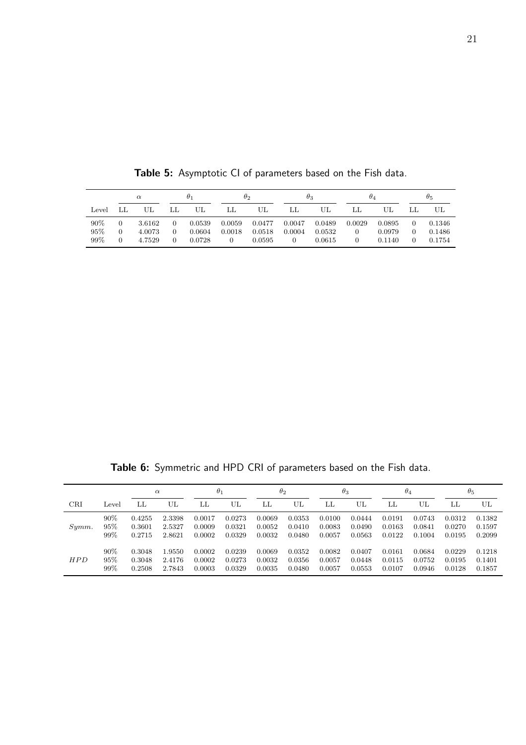**Table 5:** Asymptotic CI of parameters based on the Fish data.

| | $\alpha$ | | $\theta_1$ | | $\theta_2$ | | $\theta_3$ | | $\theta_4$ | | $\theta_5$ | |
|---|---|---|---|---|---|---|---|---|---|---|---|---|
| Level | LL | UL | LL | UL | LL | UL | LL | UL | LL | UL | LL | UL |
| 90% | 0 | 3.6162 | 0 | 0.0539 | 0.0059 | 0.0477 | 0.0047 | 0.0489 | 0.0029 | 0.0895 | 0 | 0.1346 |
| 95% | 0 | 4.0073 | 0 | 0.0604 | 0.0018 | 0.0518 | 0.0004 | 0.0532 | 0 | 0.0979 | 0 | 0.1486 |
| 99% | 0 | 4.7529 | 0 | 0.0728 | 0 | 0.0595 | 0 | 0.0615 | 0 | 0.1140 | 0 | 0.1754 |

**Table 6:** Symmetric and HPD CRI of parameters based on the Fish data.

| | | $\alpha$ | | $\theta_1$ | | $\theta_2$ | | $\theta_3$ | | $\theta_4$ | | $\theta_5$ | |
|---|---|---|---|---|---|---|---|---|---|---|---|---|---|
| CRI | Level | LL | UL | LL | UL | LL | UL | LL | UL | LL | UL | LL | UL |
| *Symm.* | 90% | 0.4255 | 2.3398 | 0.0017 | 0.0273 | 0.0069 | 0.0353 | 0.0100 | 0.0444 | 0.0191 | 0.0743 | 0.0312 | 0.1382 |
| | 95% | 0.3601 | 2.5327 | 0.0009 | 0.0321 | 0.0052 | 0.0410 | 0.0083 | 0.0490 | 0.0163 | 0.0841 | 0.0270 | 0.1597 |
| | 99% | 0.2715 | 2.8621 | 0.0002 | 0.0329 | 0.0032 | 0.0480 | 0.0057 | 0.0563 | 0.0122 | 0.1004 | 0.0195 | 0.2099 |
| *HPD* | 90% | 0.3048 | 1.9550 | 0.0002 | 0.0239 | 0.0069 | 0.0352 | 0.0082 | 0.0407 | 0.0161 | 0.0684 | 0.0229 | 0.1218 |
| | 95% | 0.3048 | 2.4176 | 0.0002 | 0.0273 | 0.0032 | 0.0356 | 0.0057 | 0.0448 | 0.0115 | 0.0752 | 0.0195 | 0.1401 |
| | 99% | 0.2508 | 2.7843 | 0.0003 | 0.0329 | 0.0035 | 0.0480 | 0.0057 | 0.0553 | 0.0107 | 0.0946 | 0.0128 | 0.1857 |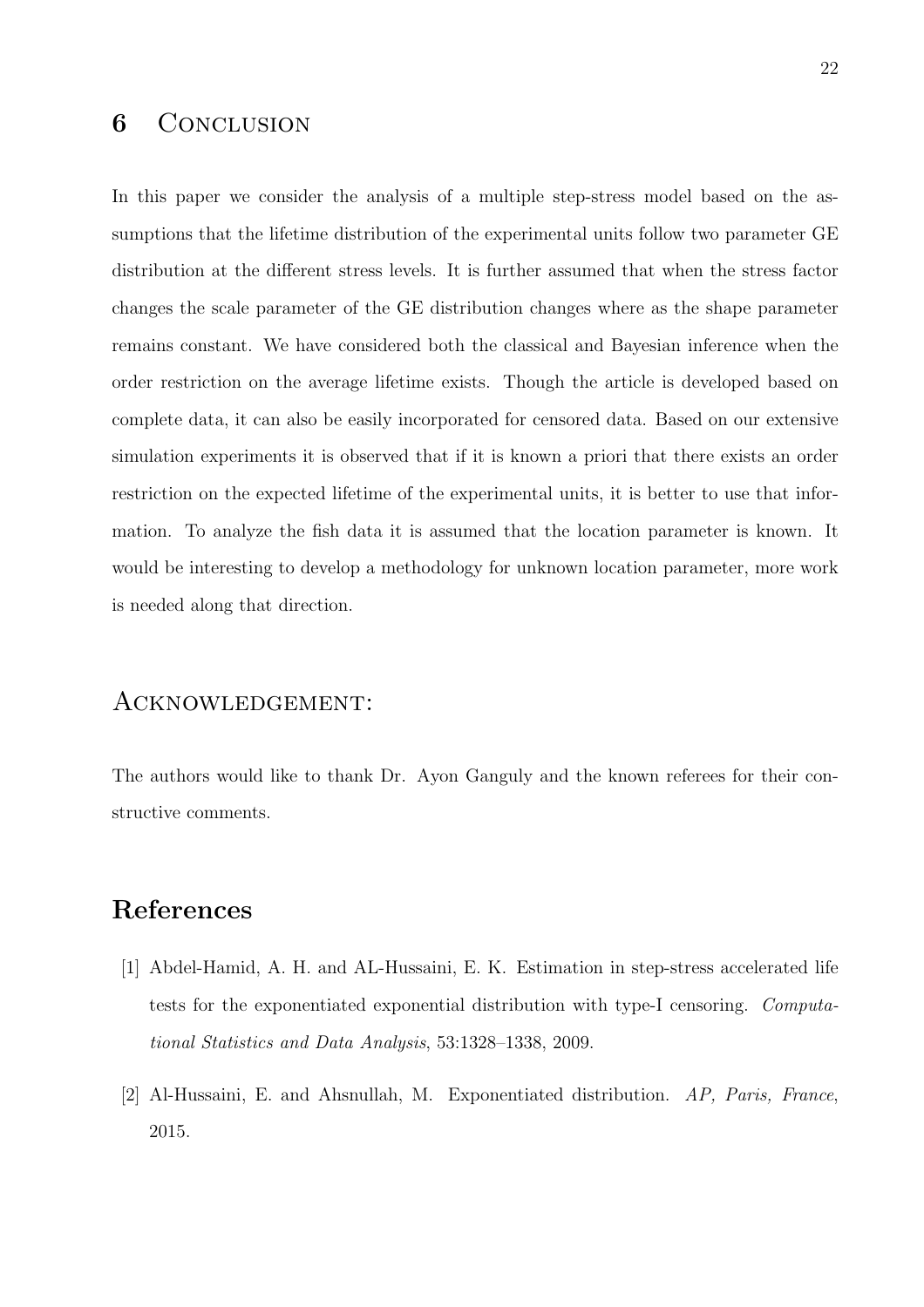## 6 Conclusion

In this paper we consider the analysis of a multiple step-stress model based on the assumptions that the lifetime distribution of the experimental units follow two parameter GE distribution at the different stress levels. It is further assumed that when the stress factor changes the scale parameter of the GE distribution changes where as the shape parameter remains constant. We have considered both the classical and Bayesian inference when the order restriction on the average lifetime exists. Though the article is developed based on complete data, it can also be easily incorporated for censored data. Based on our extensive simulation experiments it is observed that if it is known a priori that there exists an order restriction on the expected lifetime of the experimental units, it is better to use that information. To analyze the fish data it is assumed that the location parameter is known. It would be interesting to develop a methodology for unknown location parameter, more work is needed along that direction.

## Acknowledgement:

The authors would like to thank Dr. Ayon Ganguly and the known referees for their constructive comments.

# References

[1] Abdel-Hamid, A. H. and AL-Hussaini, E. K. Estimation in step-stress accelerated life tests for the exponentiated exponential distribution with type-I censoring. *Computational Statistics and Data Analysis*, 53:1328–1338, 2009.

[2] Al-Hussaini, E. and Ahsnullah, M. Exponentiated distribution. *AP, Paris, France*, 2015.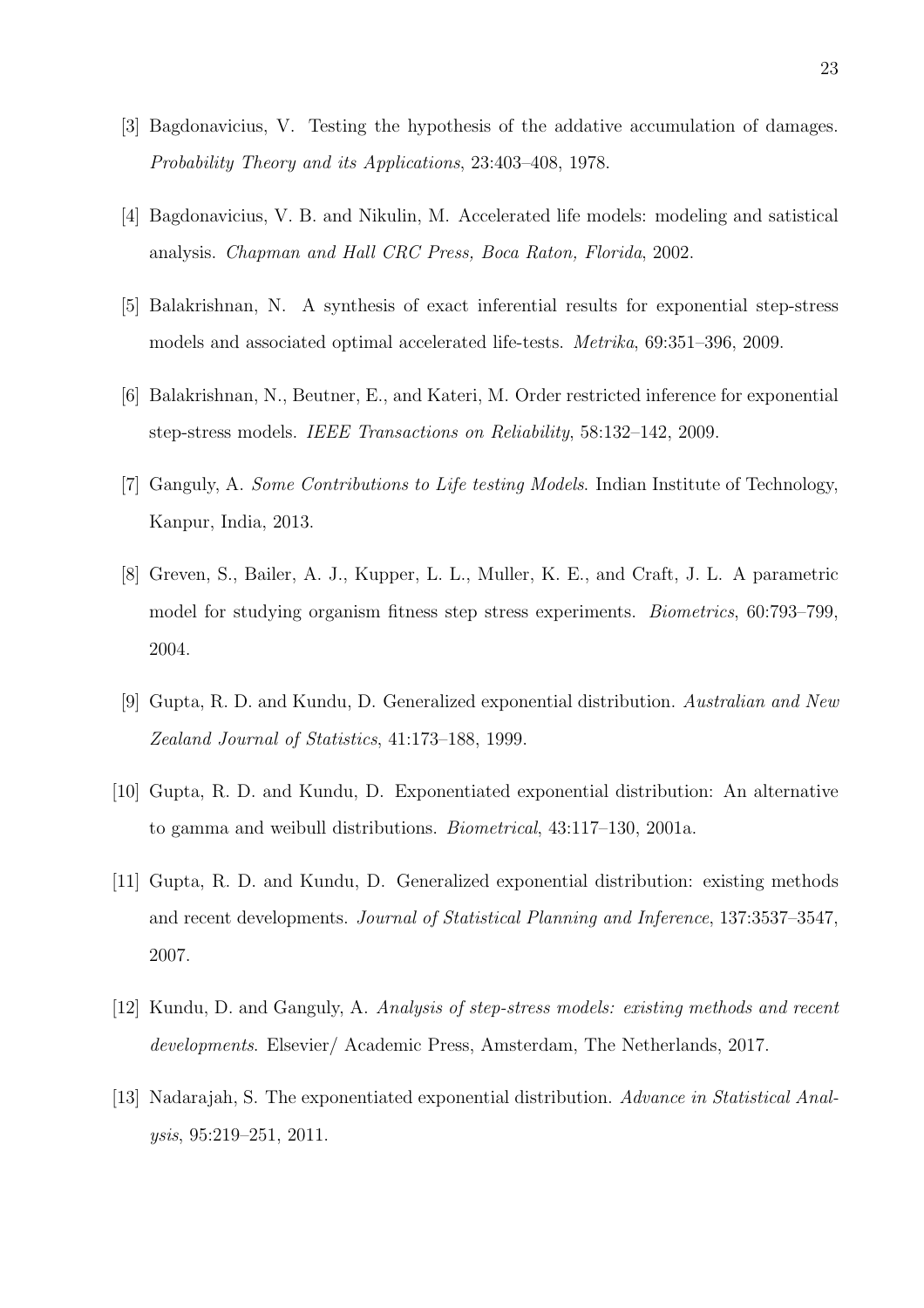[3] Bagdonavicius, V. Testing the hypothesis of the addative accumulation of damages. *Probability Theory and its Applications*, 23:403–408, 1978.

[4] Bagdonavicius, V. B. and Nikulin, M. Accelerated life models: modeling and satistical analysis. *Chapman and Hall CRC Press, Boca Raton, Florida*, 2002.

[5] Balakrishnan, N. A synthesis of exact inferential results for exponential step-stress models and associated optimal accelerated life-tests. *Metrika*, 69:351–396, 2009.

[6] Balakrishnan, N., Beutner, E., and Kateri, M. Order restricted inference for exponential step-stress models. *IEEE Transactions on Reliability*, 58:132–142, 2009.

[7] Ganguly, A. *Some Contributions to Life testing Models*. Indian Institute of Technology, Kanpur, India, 2013.

[8] Greven, S., Bailer, A. J., Kupper, L. L., Muller, K. E., and Craft, J. L. A parametric model for studying organism fitness step stress experiments. *Biometrics*, 60:793–799, 2004.

[9] Gupta, R. D. and Kundu, D. Generalized exponential distribution. *Australian and New Zealand Journal of Statistics*, 41:173–188, 1999.

[10] Gupta, R. D. and Kundu, D. Exponentiated exponential distribution: An alternative to gamma and weibull distributions. *Biometrical*, 43:117–130, 2001a.

[11] Gupta, R. D. and Kundu, D. Generalized exponential distribution: existing methods and recent developments. *Journal of Statistical Planning and Inference*, 137:3537–3547, 2007.

[12] Kundu, D. and Ganguly, A. *Analysis of step-stress models: existing methods and recent developments*. Elsevier/ Academic Press, Amsterdam, The Netherlands, 2017.

[13] Nadarajah, S. The exponentiated exponential distribution. *Advance in Statistical Analysis*, 95:219–251, 2011.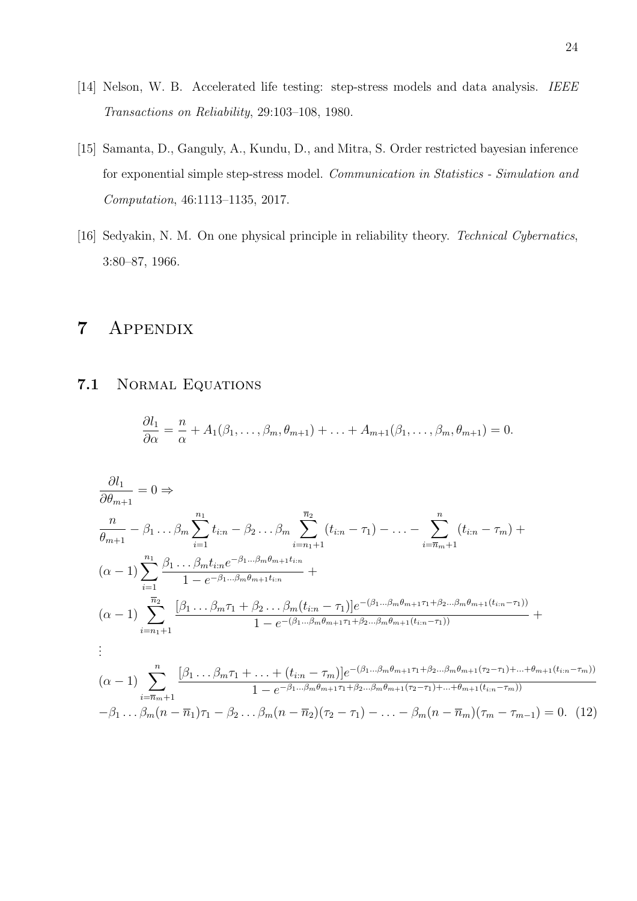[14] Nelson, W. B. Accelerated life testing: step-stress models and data analysis. *IEEE Transactions on Reliability*, 29:103–108, 1980.

[15] Samanta, D., Ganguly, A., Kundu, D., and Mitra, S. Order restricted bayesian inference for exponential simple step-stress model. *Communication in Statistics - Simulation and Computation*, 46:1113–1135, 2017.

[16] Sedyakin, N. M. On one physical principle in reliability theory. *Technical Cybernatics*, 3:80–87, 1966.

# 7 Appendix

## 7.1 Normal Equations

$$\frac{\partial l_1}{\partial \alpha} = \frac{n}{\alpha} + A_1(\beta_1, \ldots, \beta_m, \theta_{m+1}) + \ldots + A_{m+1}(\beta_1, \ldots, \beta_m, \theta_{m+1}) = 0.$$

$$\begin{aligned}
&\frac{\partial l_1}{\partial \theta_{m+1}} = 0 \Rightarrow \\
&\frac{n}{\theta_{m+1}} - \beta_1 \ldots \beta_m \sum_{i=1}^{n_1} t_{i:n} - \beta_2 \ldots \beta_m \sum_{i=n_1+1}^{\overline{n}_2} (t_{i:n} - \tau_1) - \ldots - \sum_{i=\overline{n}_m+1}^{n} (t_{i:n} - \tau_m) + \\
&(\alpha - 1) \sum_{i=1}^{n_1} \frac{\beta_1 \ldots \beta_m t_{i:n} e^{-\beta_1 \ldots \beta_m \theta_{m+1} t_{i:n}}}{1 - e^{-\beta_1 \ldots \beta_m \theta_{m+1} t_{i:n}}} + \\
&(\alpha - 1) \sum_{i=n_1+1}^{\overline{n}_2} \frac{[\beta_1 \ldots \beta_m \tau_1 + \beta_2 \ldots \beta_m (t_{i:n} - \tau_1)] e^{-(\beta_1 \ldots \beta_m \theta_{m+1} \tau_1 + \beta_2 \ldots \beta_m \theta_{m+1} (t_{i:n} - \tau_1))}}{1 - e^{-(\beta_1 \ldots \beta_m \theta_{m+1} \tau_1 + \beta_2 \ldots \beta_m \theta_{m+1} (t_{i:n} - \tau_1))}} + \\
&\vdots \\
&(\alpha - 1) \sum_{i=\overline{n}_m+1}^{n} \frac{[\beta_1 \ldots \beta_m \tau_1 + \ldots + (t_{i:n} - \tau_m)] e^{-(\beta_1 \ldots \beta_m \theta_{m+1} \tau_1 + \beta_2 \ldots \beta_m \theta_{m+1} (\tau_2 - \tau_1) + \ldots + \theta_{m+1} (t_{i:n} - \tau_m))}}{1 - e^{-\beta_1 \ldots \beta_m \theta_{m+1} \tau_1 + \beta_2 \ldots \beta_m \theta_{m+1} (\tau_2 - \tau_1) + \ldots + \theta_{m+1} (t_{i:n} - \tau_m))}} \\
&- \beta_1 \ldots \beta_m (n - \overline{n}_1) \tau_1 - \beta_2 \ldots \beta_m (n - \overline{n}_2)(\tau_2 - \tau_1) - \ldots - \beta_m (n - \overline{n}_m)(\tau_m - \tau_{m-1}) = 0. \quad (12)
\end{aligned}$$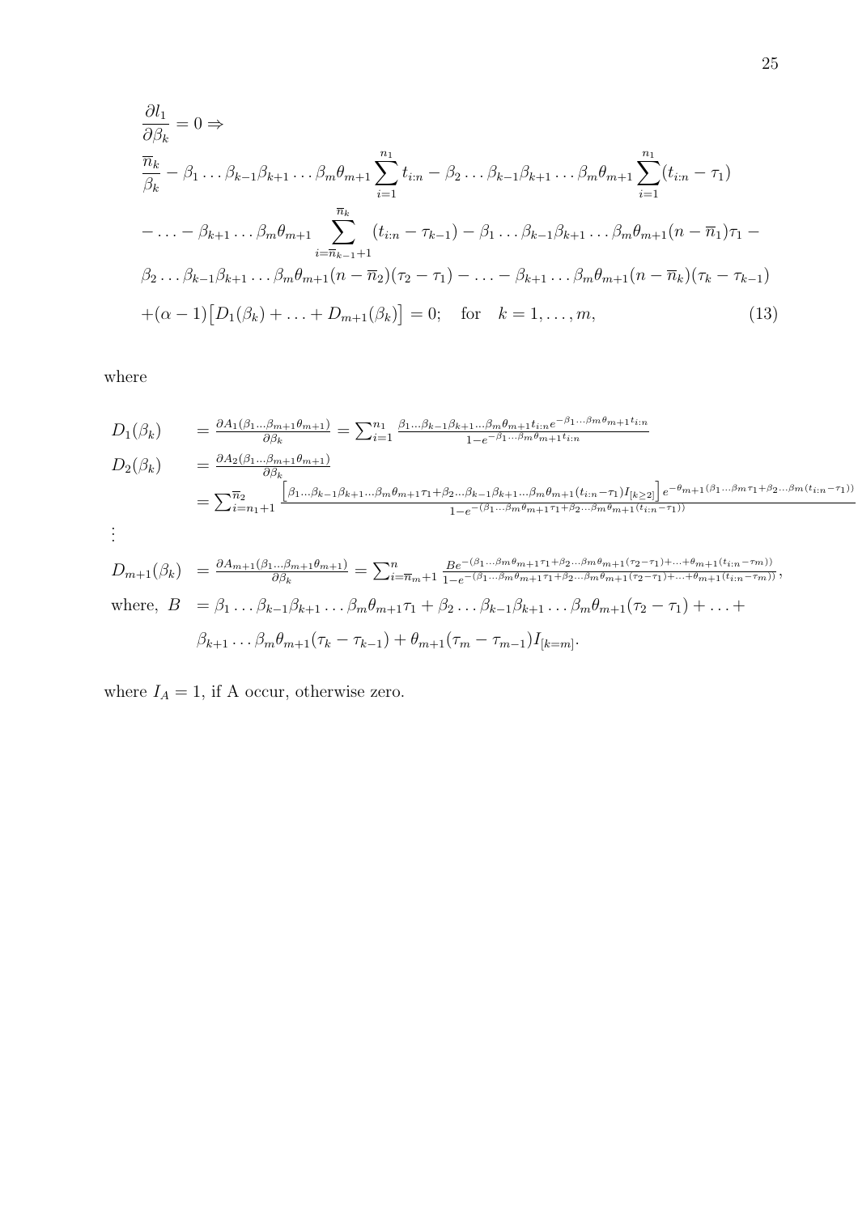$$
\begin{aligned}
&\frac{\partial l_1}{\partial \beta_k} = 0 \Rightarrow \\
&\frac{\overline{n}_k}{\beta_k} - \beta_1 \ldots \beta_{k-1}\beta_{k+1} \ldots \beta_m \theta_{m+1} \sum_{i=1}^{n_1} t_{i:n} - \beta_2 \ldots \beta_{k-1}\beta_{k+1} \ldots \beta_m \theta_{m+1} \sum_{i=1}^{n_1} (t_{i:n} - \tau_1) \\
&- \ldots - \beta_{k+1} \ldots \beta_m \theta_{m+1} \sum_{i=\overline{n}_{k-1}+1}^{\overline{n}_k} (t_{i:n} - \tau_{k-1}) - \beta_1 \ldots \beta_{k-1}\beta_{k+1} \ldots \beta_m \theta_{m+1} (n - \overline{n}_1)\tau_1 - \\
&\beta_2 \ldots \beta_{k-1}\beta_{k+1} \ldots \beta_m \theta_{m+1} (n - \overline{n}_2)(\tau_2 - \tau_1) - \ldots - \beta_{k+1} \ldots \beta_m \theta_{m+1} (n - \overline{n}_k)(\tau_k - \tau_{k-1}) \\
&+(\alpha - 1)\big[D_1(\beta_k) + \ldots + D_{m+1}(\beta_k)\big] = 0; \quad \text{for} \quad k = 1, \ldots, m, \qquad (13)
\end{aligned}
$$

where

$$
\begin{aligned}
D_1(\beta_k) \quad &= \frac{\partial A_1(\beta_1 \ldots \beta_{m+1}\theta_{m+1})}{\partial \beta_k} = \sum_{i=1}^{n_1} \frac{\beta_1 \ldots \beta_{k-1}\beta_{k+1} \ldots \beta_m \theta_{m+1} t_{i:n} e^{-\beta_1 \ldots \beta_m \theta_{m+1} t_{i:n}}}{1 - e^{-\beta_1 \ldots \beta_m \theta_{m+1} t_{i:n}}} \\
D_2(\beta_k) \quad &= \frac{\partial A_2(\beta_1 \ldots \beta_{m+1}\theta_{m+1})}{\partial \beta_k} \\
&= \sum_{i=n_1+1}^{\overline{n}_2} \frac{\Big[\beta_1 \ldots \beta_{k-1}\beta_{k+1} \ldots \beta_m \theta_{m+1}\tau_1 + \beta_2 \ldots \beta_{k-1}\beta_{k+1} \ldots \beta_m \theta_{m+1}(t_{i:n} - \tau_1) I_{[k \geq 2]}\Big] e^{-\theta_{m+1}(\beta_1 \ldots \beta_m \tau_1 + \beta_2 \ldots \beta_m (t_{i:n} - \tau_1))}}{1 - e^{-(\beta_1 \ldots \beta_m \theta_{m+1}\tau_1 + \beta_2 \ldots \beta_m \theta_{m+1}(t_{i:n} - \tau_1))}} \\
&\vdots \\
D_{m+1}(\beta_k) \quad &= \frac{\partial A_{m+1}(\beta_1 \ldots \beta_{m+1}\theta_{m+1})}{\partial \beta_k} = \sum_{i=\overline{n}_m+1}^{n} \frac{B e^{-(\beta_1 \ldots \beta_m \theta_{m+1}\tau_1 + \beta_2 \ldots \beta_m \theta_{m+1}(\tau_2 - \tau_1) + \ldots + \theta_{m+1}(t_{i:n} - \tau_m))}}{1 - e^{-(\beta_1 \ldots \beta_m \theta_{m+1}\tau_1 + \beta_2 \ldots \beta_m \theta_{m+1}(\tau_2 - \tau_1) + \ldots + \theta_{m+1}(t_{i:n} - \tau_m))}}, \\
\text{where, } B \quad &= \beta_1 \ldots \beta_{k-1}\beta_{k+1} \ldots \beta_m \theta_{m+1}\tau_1 + \beta_2 \ldots \beta_{k-1}\beta_{k+1} \ldots \beta_m \theta_{m+1}(\tau_2 - \tau_1) + \ldots + \\
&\quad \beta_{k+1} \ldots \beta_m \theta_{m+1}(\tau_k - \tau_{k-1}) + \theta_{m+1}(\tau_m - \tau_{m-1}) I_{[k=m]}.
\end{aligned}
$$

where $I_A = 1$, if A occur, otherwise zero.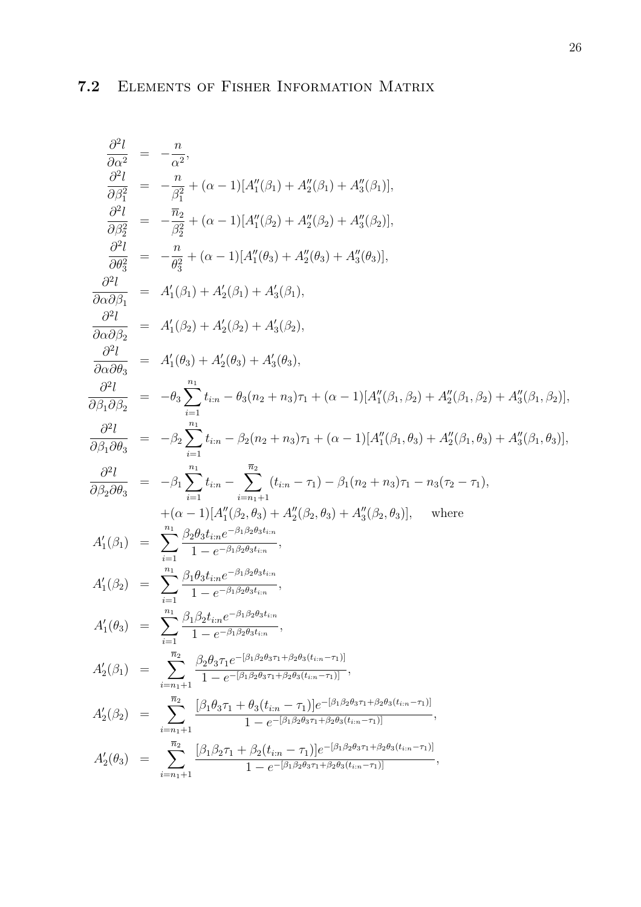## 7.2 Elements of Fisher Information Matrix

$$
\begin{aligned}
\frac{\partial^2 l}{\partial \alpha^2} &= -\frac{n}{\alpha^2}, \\
\frac{\partial^2 l}{\partial \beta_1^2} &= -\frac{n}{\beta_1^2} + (\alpha-1)[A_1''(\beta_1) + A_2''(\beta_1) + A_3''(\beta_1)], \\
\frac{\partial^2 l}{\partial \beta_2^2} &= -\frac{\overline{n}_2}{\beta_2^2} + (\alpha-1)[A_1''(\beta_2) + A_2''(\beta_2) + A_3''(\beta_2)], \\
\frac{\partial^2 l}{\partial \theta_3^2} &= -\frac{n}{\theta_3^2} + (\alpha-1)[A_1''(\theta_3) + A_2''(\theta_3) + A_3''(\theta_3)], \\
\frac{\partial^2 l}{\partial \alpha \partial \beta_1} &= A_1'(\beta_1) + A_2'(\beta_1) + A_3'(\beta_1), \\
\frac{\partial^2 l}{\partial \alpha \partial \beta_2} &= A_1'(\beta_2) + A_2'(\beta_2) + A_3'(\beta_2), \\
\frac{\partial^2 l}{\partial \alpha \partial \theta_3} &= A_1'(\theta_3) + A_2'(\theta_3) + A_3'(\theta_3), \\
\frac{\partial^2 l}{\partial \beta_1 \partial \beta_2} &= -\theta_3 \sum_{i=1}^{n_1} t_{i:n} - \theta_3(n_2+n_3)\tau_1 + (\alpha-1)[A_1''(\beta_1,\beta_2) + A_2''(\beta_1,\beta_2) + A_3''(\beta_1,\beta_2)], \\
\frac{\partial^2 l}{\partial \beta_1 \partial \theta_3} &= -\beta_2 \sum_{i=1}^{n_1} t_{i:n} - \beta_2(n_2+n_3)\tau_1 + (\alpha-1)[A_1''(\beta_1,\theta_3) + A_2''(\beta_1,\theta_3) + A_3''(\beta_1,\theta_3)], \\
\frac{\partial^2 l}{\partial \beta_2 \partial \theta_3} &= -\beta_1 \sum_{i=1}^{n_1} t_{i:n} - \sum_{i=n_1+1}^{\overline{n}_2} (t_{i:n} - \tau_1) - \beta_1(n_2+n_3)\tau_1 - n_3(\tau_2 - \tau_1), \\
&\quad + (\alpha-1)[A_1''(\beta_2,\theta_3) + A_2''(\beta_2,\theta_3) + A_3''(\beta_2,\theta_3)], \quad \text{where} \\
A_1'(\beta_1) &= \sum_{i=1}^{n_1} \frac{\beta_2\theta_3 t_{i:n} e^{-\beta_1\beta_2\theta_3 t_{i:n}}}{1 - e^{-\beta_1\beta_2\theta_3 t_{i:n}}}, \\
A_1'(\beta_2) &= \sum_{i=1}^{n_1} \frac{\beta_1\theta_3 t_{i:n} e^{-\beta_1\beta_2\theta_3 t_{i:n}}}{1 - e^{-\beta_1\beta_2\theta_3 t_{i:n}}}, \\
A_1'(\theta_3) &= \sum_{i=1}^{n_1} \frac{\beta_1\beta_2 t_{i:n} e^{-\beta_1\beta_2\theta_3 t_{i:n}}}{1 - e^{-\beta_1\beta_2\theta_3 t_{i:n}}}, \\
A_2'(\beta_1) &= \sum_{i=n_1+1}^{\overline{n}_2} \frac{\beta_2\theta_3\tau_1 e^{-[\beta_1\beta_2\theta_3\tau_1 + \beta_2\theta_3(t_{i:n}-\tau_1)]}}{1 - e^{-[\beta_1\beta_2\theta_3\tau_1 + \beta_2\theta_3(t_{i:n}-\tau_1)]}}, \\
A_2'(\beta_2) &= \sum_{i=n_1+1}^{\overline{n}_2} \frac{[\beta_1\theta_3\tau_1 + \theta_3(t_{i:n}-\tau_1)] e^{-[\beta_1\beta_2\theta_3\tau_1 + \beta_2\theta_3(t_{i:n}-\tau_1)]}}{1 - e^{-[\beta_1\beta_2\theta_3\tau_1 + \beta_2\theta_3(t_{i:n}-\tau_1)]}}, \\
A_2'(\theta_3) &= \sum_{i=n_1+1}^{\overline{n}_2} \frac{[\beta_1\beta_2\tau_1 + \beta_2(t_{i:n}-\tau_1)] e^{-[\beta_1\beta_2\theta_3\tau_1 + \beta_2\theta_3(t_{i:n}-\tau_1)]}}{1 - e^{-[\beta_1\beta_2\theta_3\tau_1 + \beta_2\theta_3(t_{i:n}-\tau_1)]}},
\end{aligned}
$$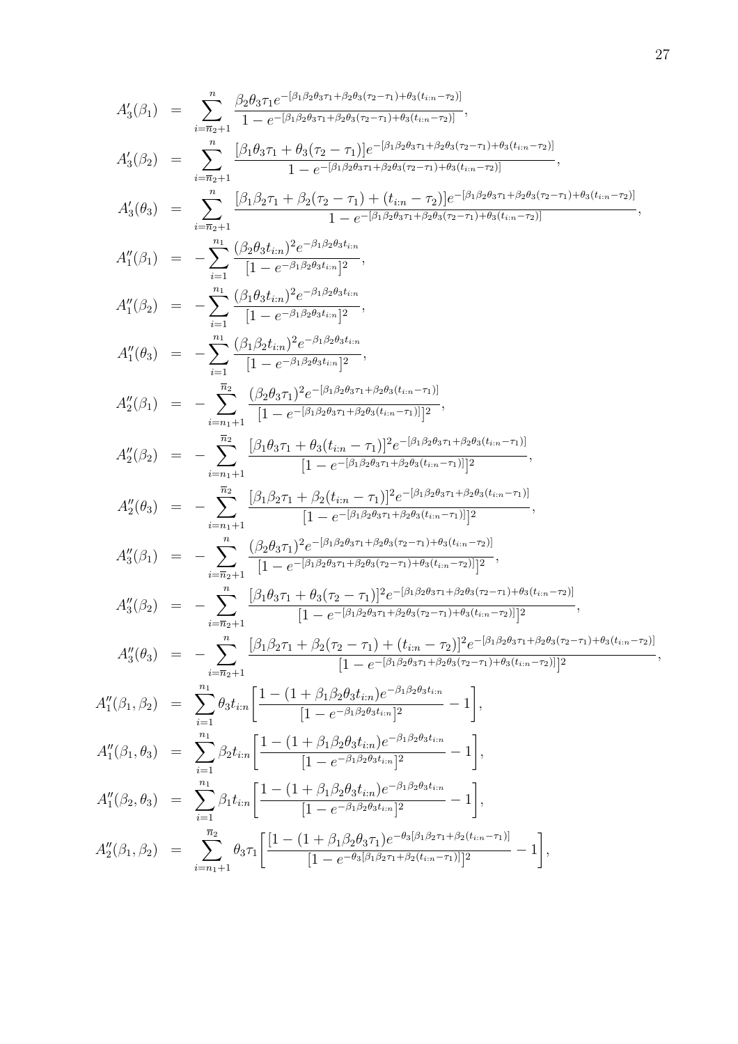$$
\begin{aligned}
A_3'(\beta_1) &= \sum_{i=\overline{n}_2+1}^{n} \frac{\beta_2\theta_3\tau_1 e^{-[\beta_1\beta_2\theta_3\tau_1+\beta_2\theta_3(\tau_2-\tau_1)+\theta_3(t_{i:n}-\tau_2)]}}{1-e^{-[\beta_1\beta_2\theta_3\tau_1+\beta_2\theta_3(\tau_2-\tau_1)+\theta_3(t_{i:n}-\tau_2)]}}, \\
A_3'(\beta_2) &= \sum_{i=\overline{n}_2+1}^{n} \frac{[\beta_1\theta_3\tau_1+\theta_3(\tau_2-\tau_1)]e^{-[\beta_1\beta_2\theta_3\tau_1+\beta_2\theta_3(\tau_2-\tau_1)+\theta_3(t_{i:n}-\tau_2)]}}{1-e^{-[\beta_1\beta_2\theta_3\tau_1+\beta_2\theta_3(\tau_2-\tau_1)+\theta_3(t_{i:n}-\tau_2)]}}, \\
A_3'(\theta_3) &= \sum_{i=\overline{n}_2+1}^{n} \frac{[\beta_1\beta_2\tau_1+\beta_2(\tau_2-\tau_1)+(t_{i:n}-\tau_2)]e^{-[\beta_1\beta_2\theta_3\tau_1+\beta_2\theta_3(\tau_2-\tau_1)+\theta_3(t_{i:n}-\tau_2)]}}{1-e^{-[\beta_1\beta_2\theta_3\tau_1+\beta_2\theta_3(\tau_2-\tau_1)+\theta_3(t_{i:n}-\tau_2)]}}, \\
A_1''(\beta_1) &= -\sum_{i=1}^{n_1} \frac{(\beta_2\theta_3 t_{i:n})^2 e^{-\beta_1\beta_2\theta_3 t_{i:n}}}{[1-e^{-\beta_1\beta_2\theta_3 t_{i:n}}]^2}, \\
A_1''(\beta_2) &= -\sum_{i=1}^{n_1} \frac{(\beta_1\theta_3 t_{i:n})^2 e^{-\beta_1\beta_2\theta_3 t_{i:n}}}{[1-e^{-\beta_1\beta_2\theta_3 t_{i:n}}]^2}, \\
A_1''(\theta_3) &= -\sum_{i=1}^{n_1} \frac{(\beta_1\beta_2 t_{i:n})^2 e^{-\beta_1\beta_2\theta_3 t_{i:n}}}{[1-e^{-\beta_1\beta_2\theta_3 t_{i:n}}]^2}, \\
A_2''(\beta_1) &= -\sum_{i=n_1+1}^{\overline{n}_2} \frac{(\beta_2\theta_3\tau_1)^2 e^{-[\beta_1\beta_2\theta_3\tau_1+\beta_2\theta_3(t_{i:n}-\tau_1)]}}{[1-e^{-[\beta_1\beta_2\theta_3\tau_1+\beta_2\theta_3(t_{i:n}-\tau_1)]}]^2}, \\
A_2''(\beta_2) &= -\sum_{i=n_1+1}^{\overline{n}_2} \frac{[\beta_1\theta_3\tau_1+\theta_3(t_{i:n}-\tau_1)]^2 e^{-[\beta_1\beta_2\theta_3\tau_1+\beta_2\theta_3(t_{i:n}-\tau_1)]}}{[1-e^{-[\beta_1\beta_2\theta_3\tau_1+\beta_2\theta_3(t_{i:n}-\tau_1)]}]^2}, \\
A_2''(\theta_3) &= -\sum_{i=n_1+1}^{\overline{n}_2} \frac{[\beta_1\beta_2\tau_1+\beta_2(t_{i:n}-\tau_1)]^2 e^{-[\beta_1\beta_2\theta_3\tau_1+\beta_2\theta_3(t_{i:n}-\tau_1)]}}{[1-e^{-[\beta_1\beta_2\theta_3\tau_1+\beta_2\theta_3(t_{i:n}-\tau_1)]}]^2}, \\
A_3''(\beta_1) &= -\sum_{i=\overline{n}_2+1}^{n} \frac{(\beta_2\theta_3\tau_1)^2 e^{-[\beta_1\beta_2\theta_3\tau_1+\beta_2\theta_3(\tau_2-\tau_1)+\theta_3(t_{i:n}-\tau_2)]}}{[1-e^{-[\beta_1\beta_2\theta_3\tau_1+\beta_2\theta_3(\tau_2-\tau_1)+\theta_3(t_{i:n}-\tau_2)]}]^2}, \\
A_3''(\beta_2) &= -\sum_{i=\overline{n}_2+1}^{n} \frac{[\beta_1\theta_3\tau_1+\theta_3(\tau_2-\tau_1)]^2 e^{-[\beta_1\beta_2\theta_3\tau_1+\beta_2\theta_3(\tau_2-\tau_1)+\theta_3(t_{i:n}-\tau_2)]}}{[1-e^{-[\beta_1\beta_2\theta_3\tau_1+\beta_2\theta_3(\tau_2-\tau_1)+\theta_3(t_{i:n}-\tau_2)]}]^2}, \\
A_3''(\theta_3) &= -\sum_{i=\overline{n}_2+1}^{n} \frac{[\beta_1\beta_2\tau_1+\beta_2(\tau_2-\tau_1)+(t_{i:n}-\tau_2)]^2 e^{-[\beta_1\beta_2\theta_3\tau_1+\beta_2\theta_3(\tau_2-\tau_1)+\theta_3(t_{i:n}-\tau_2)]}}{[1-e^{-[\beta_1\beta_2\theta_3\tau_1+\beta_2\theta_3(\tau_2-\tau_1)+\theta_3(t_{i:n}-\tau_2)]}]^2}, \\
A_1''(\beta_1,\beta_2) &= \sum_{i=1}^{n_1} \theta_3 t_{i:n}\left[\frac{1-(1+\beta_1\beta_2\theta_3 t_{i:n})e^{-\beta_1\beta_2\theta_3 t_{i:n}}}{[1-e^{-\beta_1\beta_2\theta_3 t_{i:n}}]^2}-1\right], \\
A_1''(\beta_1,\theta_3) &= \sum_{i=1}^{n_1} \beta_2 t_{i:n}\left[\frac{1-(1+\beta_1\beta_2\theta_3 t_{i:n})e^{-\beta_1\beta_2\theta_3 t_{i:n}}}{[1-e^{-\beta_1\beta_2\theta_3 t_{i:n}}]^2}-1\right], \\
A_1''(\beta_2,\theta_3) &= \sum_{i=1}^{n_1} \beta_1 t_{i:n}\left[\frac{1-(1+\beta_1\beta_2\theta_3 t_{i:n})e^{-\beta_1\beta_2\theta_3 t_{i:n}}}{[1-e^{-\beta_1\beta_2\theta_3 t_{i:n}}]^2}-1\right], \\
A_2''(\beta_1,\beta_2) &= \sum_{i=n_1+1}^{\overline{n}_2} \theta_3\tau_1\left[\frac{[1-(1+\beta_1\beta_2\theta_3\tau_1)e^{-\theta_3[\beta_1\beta_2\tau_1+\beta_2(t_{i:n}-\tau_1)]}}{[1-e^{-\theta_3[\beta_1\beta_2\tau_1+\beta_2(t_{i:n}-\tau_1)]}]^2}-1\right],
\end{aligned}
$$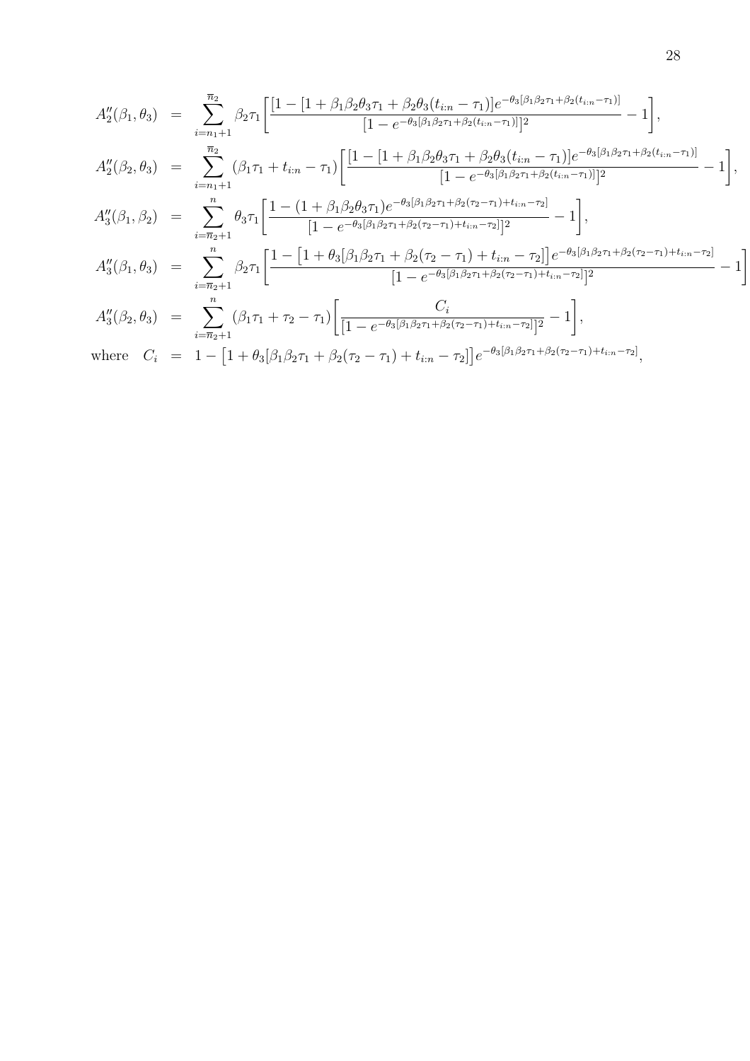$$
\begin{aligned}
A_2''(\beta_1,\theta_3) &= \sum_{i=n_1+1}^{\overline{n}_2} \beta_2\tau_1\bigg[\frac{[1-[1+\beta_1\beta_2\theta_3\tau_1+\beta_2\theta_3(t_{i:n}-\tau_1)]e^{-\theta_3[\beta_1\beta_2\tau_1+\beta_2(t_{i:n}-\tau_1)]}}{[1-e^{-\theta_3[\beta_1\beta_2\tau_1+\beta_2(t_{i:n}-\tau_1)]}]^2}-1\bigg],\\
A_2''(\beta_2,\theta_3) &= \sum_{i=n_1+1}^{\overline{n}_2} (\beta_1\tau_1+t_{i:n}-\tau_1)\bigg[\frac{[1-[1+\beta_1\beta_2\theta_3\tau_1+\beta_2\theta_3(t_{i:n}-\tau_1)]e^{-\theta_3[\beta_1\beta_2\tau_1+\beta_2(t_{i:n}-\tau_1)]}}{[1-e^{-\theta_3[\beta_1\beta_2\tau_1+\beta_2(t_{i:n}-\tau_1)]}]^2}-1\bigg],\\
A_3''(\beta_1,\beta_2) &= \sum_{i=\overline{n}_2+1}^{n} \theta_3\tau_1\bigg[\frac{1-(1+\beta_1\beta_2\theta_3\tau_1)e^{-\theta_3[\beta_1\beta_2\tau_1+\beta_2(\tau_2-\tau_1)+t_{i:n}-\tau_2]}}{[1-e^{-\theta_3[\beta_1\beta_2\tau_1+\beta_2(\tau_2-\tau_1)+t_{i:n}-\tau_2]}]^2}-1\bigg],\\
A_3''(\beta_1,\theta_3) &= \sum_{i=\overline{n}_2+1}^{n} \beta_2\tau_1\bigg[\frac{1-\big[1+\theta_3[\beta_1\beta_2\tau_1+\beta_2(\tau_2-\tau_1)+t_{i:n}-\tau_2]\big]e^{-\theta_3[\beta_1\beta_2\tau_1+\beta_2(\tau_2-\tau_1)+t_{i:n}-\tau_2]}}{[1-e^{-\theta_3[\beta_1\beta_2\tau_1+\beta_2(\tau_2-\tau_1)+t_{i:n}-\tau_2]}]^2}-1\bigg]\\
A_3''(\beta_2,\theta_3) &= \sum_{i=\overline{n}_2+1}^{n} (\beta_1\tau_1+\tau_2-\tau_1)\bigg[\frac{C_i}{[1-e^{-\theta_3[\beta_1\beta_2\tau_1+\beta_2(\tau_2-\tau_1)+t_{i:n}-\tau_2]}]^2}-1\bigg],\\
\text{where}\quad C_i &= 1-\big[1+\theta_3[\beta_1\beta_2\tau_1+\beta_2(\tau_2-\tau_1)+t_{i:n}-\tau_2]\big]e^{-\theta_3[\beta_1\beta_2\tau_1+\beta_2(\tau_2-\tau_1)+t_{i:n}-\tau_2]},
\end{aligned}
$$